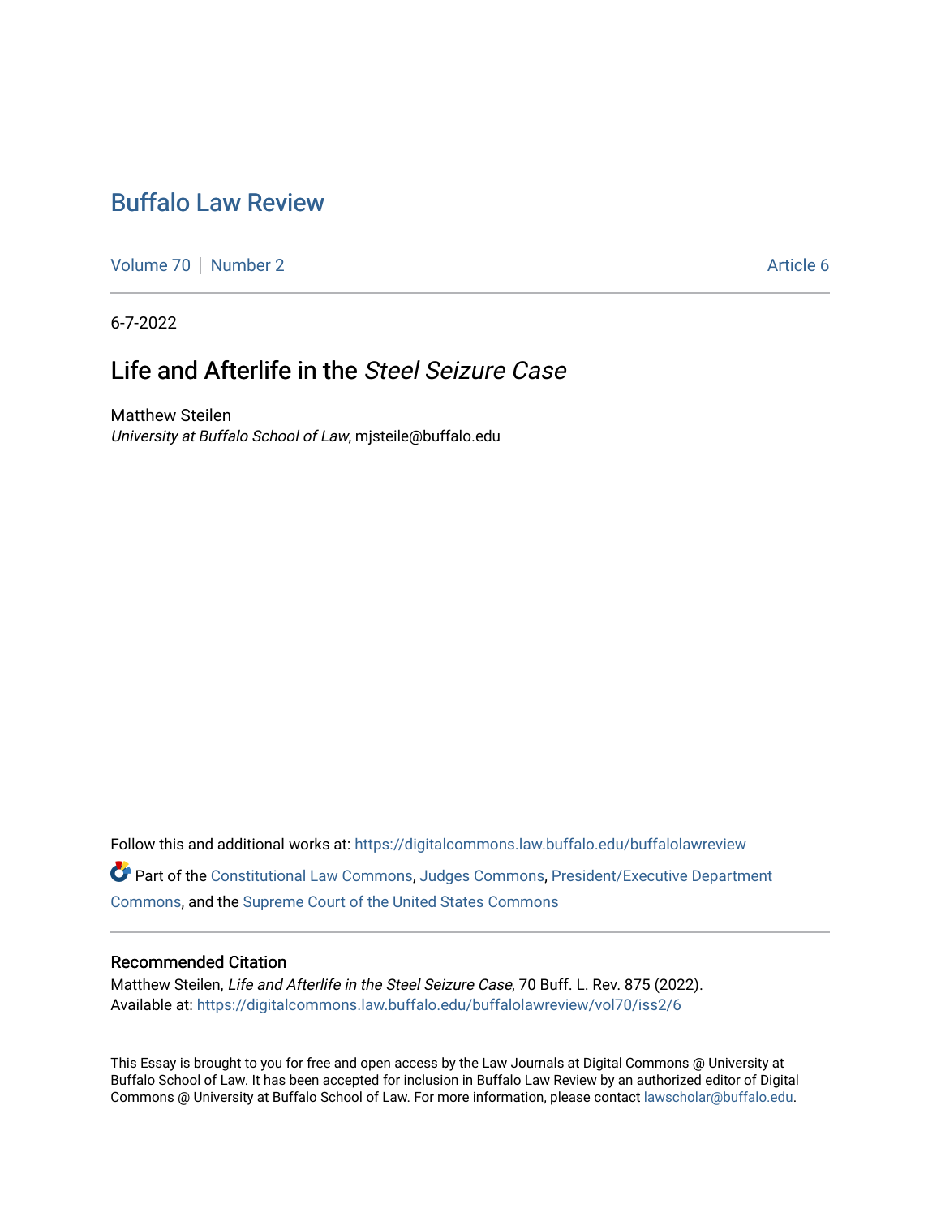# Buffalo Law Review

Volume 70 | Number 2 | Article 6

6-7-2022

## Life and Afterlife in the *Steel Seizure Case*

Matthew Steilen
*University at Buffalo School of Law*, mjsteile@buffalo.edu

Follow this and additional works at: https://digitalcommons.law.buffalo.edu/buffalolawreview

Part of the Constitutional Law Commons, Judges Commons, President/Executive Department Commons, and the Supreme Court of the United States Commons

### Recommended Citation

Matthew Steilen, *Life and Afterlife in the Steel Seizure Case*, 70 Buff. L. Rev. 875 (2022).
Available at: https://digitalcommons.law.buffalo.edu/buffalolawreview/vol70/iss2/6

This Essay is brought to you for free and open access by the Law Journals at Digital Commons @ University at Buffalo School of Law. It has been accepted for inclusion in Buffalo Law Review by an authorized editor of Digital Commons @ University at Buffalo School of Law. For more information, please contact lawscholar@buffalo.edu.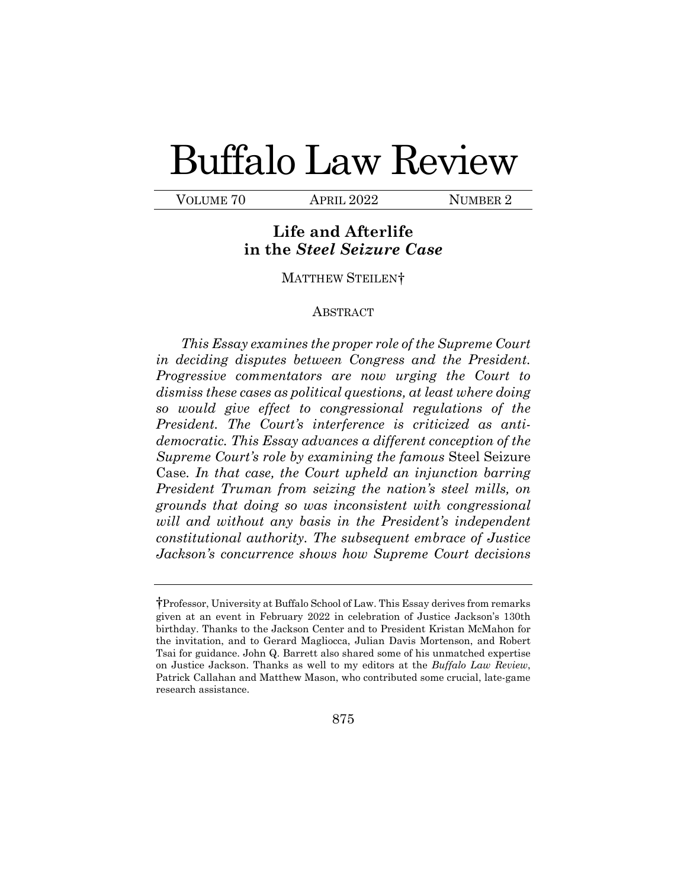# Buffalo Law Review

VOLUME 70 | APRIL 2022 | NUMBER 2

## Life and Afterlife in the *Steel Seizure Case*

MATTHEW STEILEN†

ABSTRACT

*This Essay examines the proper role of the Supreme Court in deciding disputes between Congress and the President. Progressive commentators are now urging the Court to dismiss these cases as political questions, at least where doing so would give effect to congressional regulations of the President. The Court's interference is criticized as anti-democratic. This Essay advances a different conception of the Supreme Court's role by examining the famous* Steel Seizure Case. *In that case, the Court upheld an injunction barring President Truman from seizing the nation's steel mills, on grounds that doing so was inconsistent with congressional will and without any basis in the President's independent constitutional authority. The subsequent embrace of Justice Jackson's concurrence shows how Supreme Court decisions*

---

†Professor, University at Buffalo School of Law. This Essay derives from remarks given at an event in February 2022 in celebration of Justice Jackson's 130th birthday. Thanks to the Jackson Center and to President Kristan McMahon for the invitation, and to Gerard Magliocca, Julian Davis Mortenson, and Robert Tsai for guidance. John Q. Barrett also shared some of his unmatched expertise on Justice Jackson. Thanks as well to my editors at the *Buffalo Law Review*, Patrick Callahan and Matthew Mason, who contributed some crucial, late-game research assistance.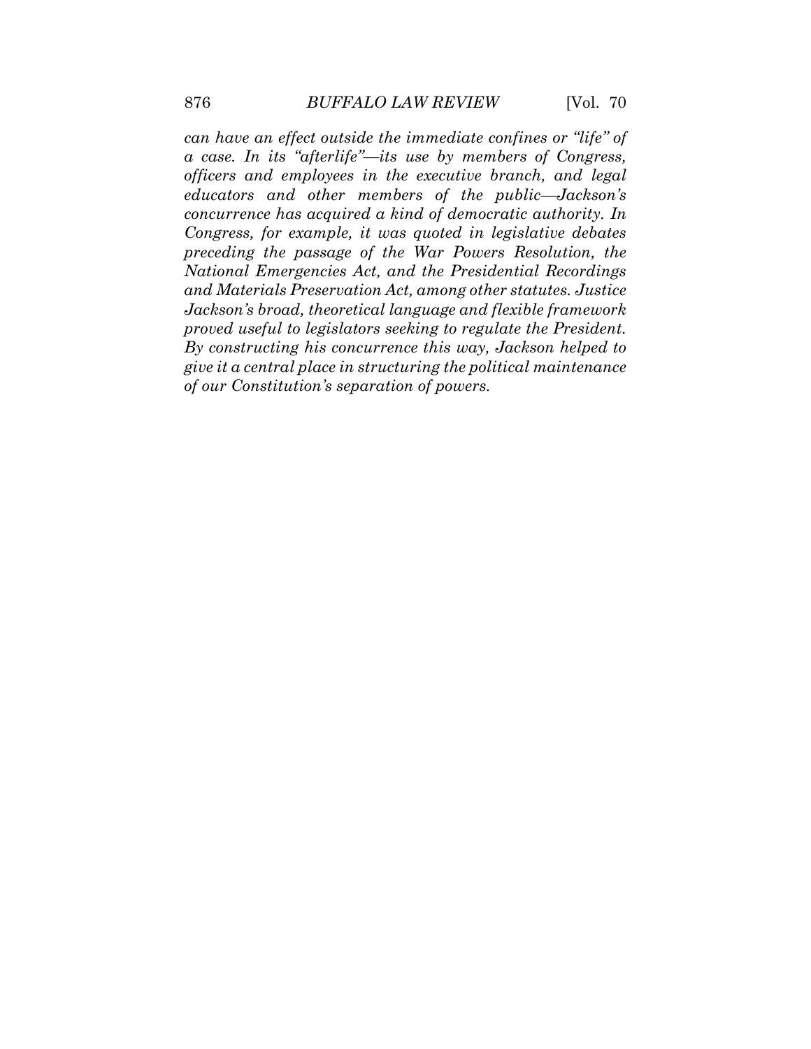*can have an effect outside the immediate confines or "life" of a case. In its "afterlife"—its use by members of Congress, officers and employees in the executive branch, and legal educators and other members of the public—Jackson's concurrence has acquired a kind of democratic authority. In Congress, for example, it was quoted in legislative debates preceding the passage of the War Powers Resolution, the National Emergencies Act, and the Presidential Recordings and Materials Preservation Act, among other statutes. Justice Jackson's broad, theoretical language and flexible framework proved useful to legislators seeking to regulate the President. By constructing his concurrence this way, Jackson helped to give it a central place in structuring the political maintenance of our Constitution's separation of powers.*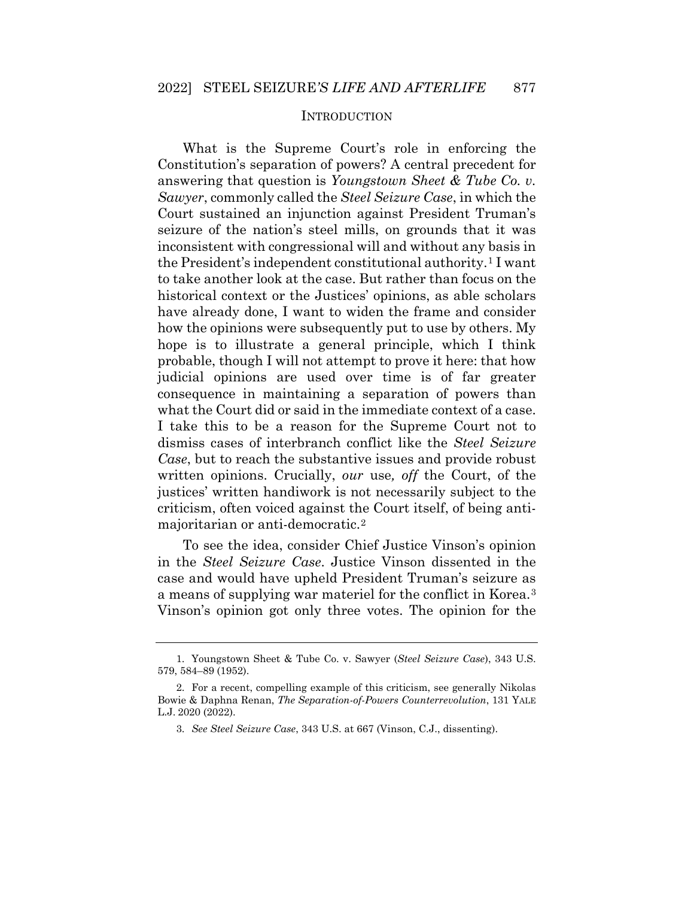## INTRODUCTION

What is the Supreme Court's role in enforcing the Constitution's separation of powers? A central precedent for answering that question is *Youngstown Sheet & Tube Co. v. Sawyer*, commonly called the *Steel Seizure Case*, in which the Court sustained an injunction against President Truman's seizure of the nation's steel mills, on grounds that it was inconsistent with congressional will and without any basis in the President's independent constitutional authority.[1] I want to take another look at the case. But rather than focus on the historical context or the Justices' opinions, as able scholars have already done, I want to widen the frame and consider how the opinions were subsequently put to use by others. My hope is to illustrate a general principle, which I think probable, though I will not attempt to prove it here: that how judicial opinions are used over time is of far greater consequence in maintaining a separation of powers than what the Court did or said in the immediate context of a case. I take this to be a reason for the Supreme Court not to dismiss cases of interbranch conflict like the *Steel Seizure Case*, but to reach the substantive issues and provide robust written opinions. Crucially, *our* use*, off* the Court, of the justices' written handiwork is not necessarily subject to the criticism, often voiced against the Court itself, of being anti-majoritarian or anti-democratic.[2]

To see the idea, consider Chief Justice Vinson's opinion in the *Steel Seizure Case*. Justice Vinson dissented in the case and would have upheld President Truman's seizure as a means of supplying war materiel for the conflict in Korea.[3] Vinson's opinion got only three votes. The opinion for the

---

1. Youngstown Sheet & Tube Co. v. Sawyer (*Steel Seizure Case*), 343 U.S. 579, 584–89 (1952).

2. For a recent, compelling example of this criticism, see generally Nikolas Bowie & Daphna Renan, *The Separation-of-Powers Counterrevolution*, 131 YALE L.J. 2020 (2022).

3. *See Steel Seizure Case*, 343 U.S. at 667 (Vinson, C.J., dissenting).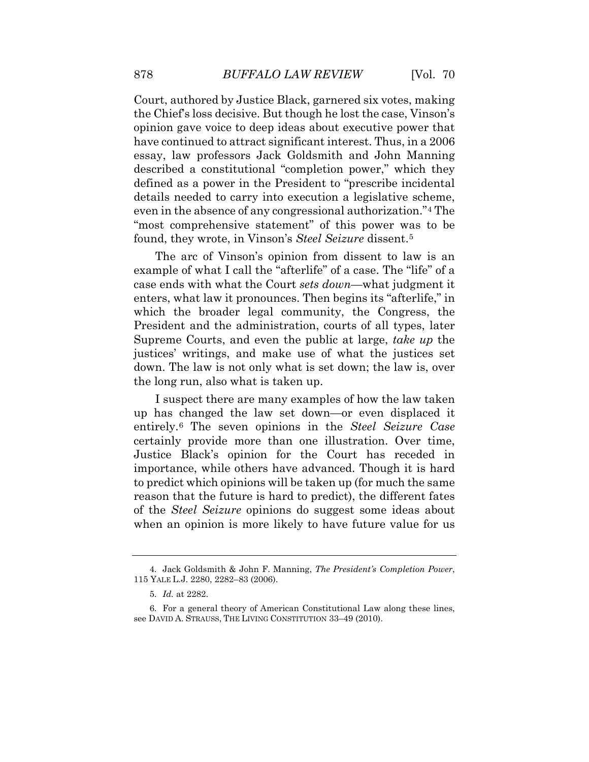Court, authored by Justice Black, garnered six votes, making the Chief's loss decisive. But though he lost the case, Vinson's opinion gave voice to deep ideas about executive power that have continued to attract significant interest. Thus, in a 2006 essay, law professors Jack Goldsmith and John Manning described a constitutional "completion power," which they defined as a power in the President to "prescribe incidental details needed to carry into execution a legislative scheme, even in the absence of any congressional authorization."[4] The "most comprehensive statement" of this power was to be found, they wrote, in Vinson's *Steel Seizure* dissent.[5]

The arc of Vinson's opinion from dissent to law is an example of what I call the "afterlife" of a case. The "life" of a case ends with what the Court *sets down*—what judgment it enters, what law it pronounces. Then begins its "afterlife," in which the broader legal community, the Congress, the President and the administration, courts of all types, later Supreme Courts, and even the public at large, *take up* the justices' writings, and make use of what the justices set down. The law is not only what is set down; the law is, over the long run, also what is taken up.

I suspect there are many examples of how the law taken up has changed the law set down—or even displaced it entirely.[6] The seven opinions in the *Steel Seizure Case* certainly provide more than one illustration. Over time, Justice Black's opinion for the Court has receded in importance, while others have advanced. Though it is hard to predict which opinions will be taken up (for much the same reason that the future is hard to predict), the different fates of the *Steel Seizure* opinions do suggest some ideas about when an opinion is more likely to have future value for us

---

4. Jack Goldsmith & John F. Manning, *The President's Completion Power*, 115 YALE L.J. 2280, 2282–83 (2006).

5. *Id.* at 2282.

6. For a general theory of American Constitutional Law along these lines, see DAVID A. STRAUSS, THE LIVING CONSTITUTION 33–49 (2010).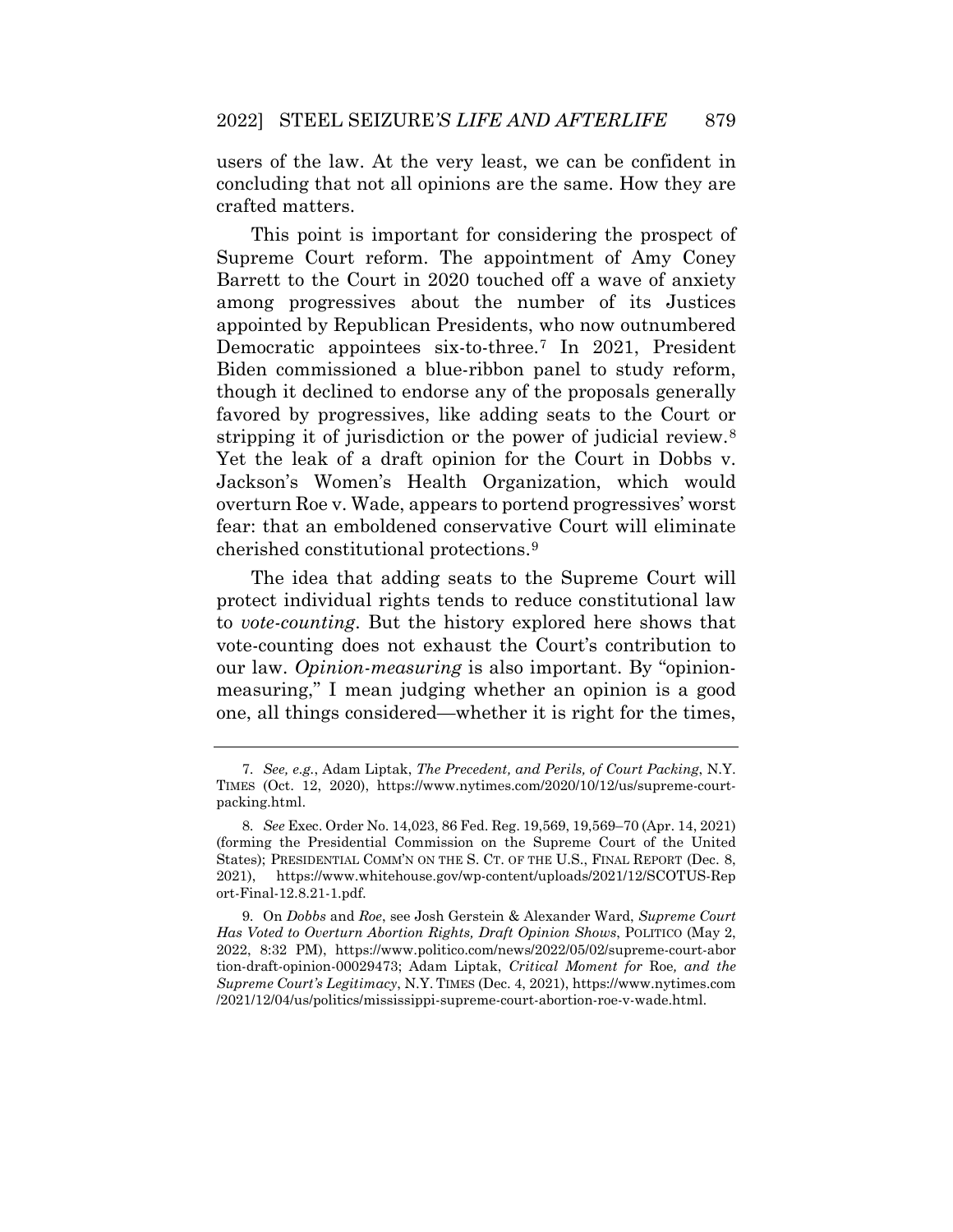users of the law. At the very least, we can be confident in concluding that not all opinions are the same. How they are crafted matters.

This point is important for considering the prospect of Supreme Court reform. The appointment of Amy Coney Barrett to the Court in 2020 touched off a wave of anxiety among progressives about the number of its Justices appointed by Republican Presidents, who now outnumbered Democratic appointees six-to-three.[7] In 2021, President Biden commissioned a blue-ribbon panel to study reform, though it declined to endorse any of the proposals generally favored by progressives, like adding seats to the Court or stripping it of jurisdiction or the power of judicial review.[8] Yet the leak of a draft opinion for the Court in Dobbs v. Jackson's Women's Health Organization, which would overturn Roe v. Wade, appears to portend progressives' worst fear: that an emboldened conservative Court will eliminate cherished constitutional protections.[9]

The idea that adding seats to the Supreme Court will protect individual rights tends to reduce constitutional law to *vote-counting*. But the history explored here shows that vote-counting does not exhaust the Court's contribution to our law. *Opinion-measuring* is also important. By "opinion-measuring," I mean judging whether an opinion is a good one, all things considered—whether it is right for the times,

---

7. *See, e.g.*, Adam Liptak, *The Precedent, and Perils, of Court Packing*, N.Y. TIMES (Oct. 12, 2020), https://www.nytimes.com/2020/10/12/us/supreme-court-packing.html.

8. *See* Exec. Order No. 14,023, 86 Fed. Reg. 19,569, 19,569–70 (Apr. 14, 2021) (forming the Presidential Commission on the Supreme Court of the United States); PRESIDENTIAL COMM'N ON THE S. CT. OF THE U.S., FINAL REPORT (Dec. 8, 2021), https://www.whitehouse.gov/wp-content/uploads/2021/12/SCOTUS-Report-Final-12.8.21-1.pdf.

9. On *Dobbs* and *Roe*, see Josh Gerstein & Alexander Ward, *Supreme Court Has Voted to Overturn Abortion Rights, Draft Opinion Shows*, POLITICO (May 2, 2022, 8:32 PM), https://www.politico.com/news/2022/05/02/supreme-court-abortion-draft-opinion-00029473; Adam Liptak, *Critical Moment for* Roe*, and the Supreme Court's Legitimacy*, N.Y. TIMES (Dec. 4, 2021), https://www.nytimes.com/2021/12/04/us/politics/mississippi-supreme-court-abortion-roe-v-wade.html.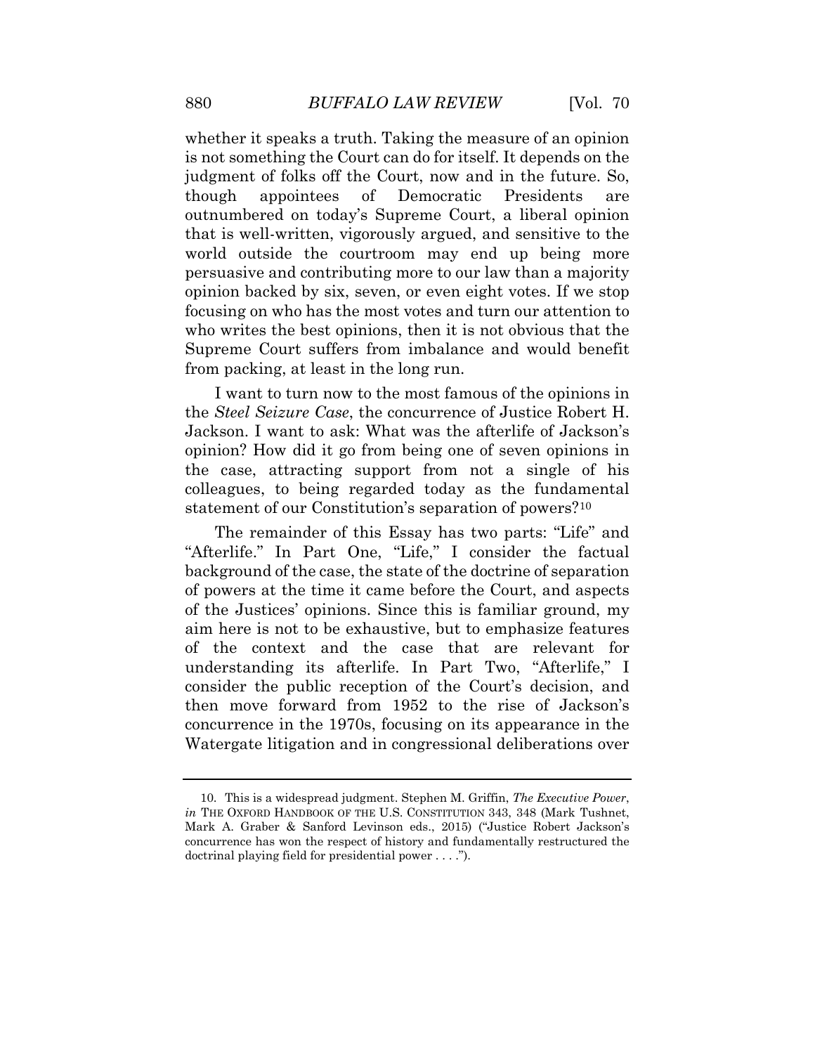whether it speaks a truth. Taking the measure of an opinion is not something the Court can do for itself. It depends on the judgment of folks off the Court, now and in the future. So, though appointees of Democratic Presidents are outnumbered on today's Supreme Court, a liberal opinion that is well-written, vigorously argued, and sensitive to the world outside the courtroom may end up being more persuasive and contributing more to our law than a majority opinion backed by six, seven, or even eight votes. If we stop focusing on who has the most votes and turn our attention to who writes the best opinions, then it is not obvious that the Supreme Court suffers from imbalance and would benefit from packing, at least in the long run.

I want to turn now to the most famous of the opinions in the *Steel Seizure Case*, the concurrence of Justice Robert H. Jackson. I want to ask: What was the afterlife of Jackson's opinion? How did it go from being one of seven opinions in the case, attracting support from not a single of his colleagues, to being regarded today as the fundamental statement of our Constitution's separation of powers?[10]

The remainder of this Essay has two parts: "Life" and "Afterlife." In Part One, "Life," I consider the factual background of the case, the state of the doctrine of separation of powers at the time it came before the Court, and aspects of the Justices' opinions. Since this is familiar ground, my aim here is not to be exhaustive, but to emphasize features of the context and the case that are relevant for understanding its afterlife. In Part Two, "Afterlife," I consider the public reception of the Court's decision, and then move forward from 1952 to the rise of Jackson's concurrence in the 1970s, focusing on its appearance in the Watergate litigation and in congressional deliberations over

---

10. This is a widespread judgment. Stephen M. Griffin, *The Executive Power*, *in* THE OXFORD HANDBOOK OF THE U.S. CONSTITUTION 343, 348 (Mark Tushnet, Mark A. Graber & Sanford Levinson eds., 2015) ("Justice Robert Jackson's concurrence has won the respect of history and fundamentally restructured the doctrinal playing field for presidential power . . . .").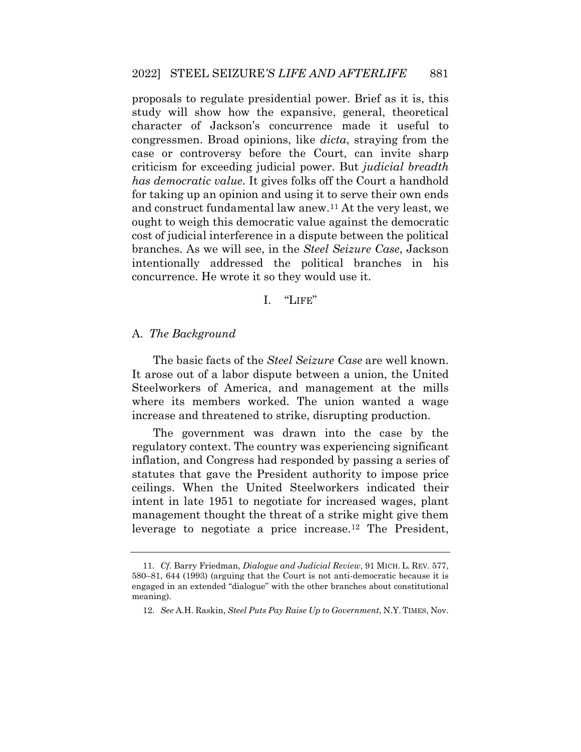proposals to regulate presidential power. Brief as it is, this study will show how the expansive, general, theoretical character of Jackson's concurrence made it useful to congressmen. Broad opinions, like *dicta*, straying from the case or controversy before the Court, can invite sharp criticism for exceeding judicial power. But *judicial breadth has democratic value*. It gives folks off the Court a handhold for taking up an opinion and using it to serve their own ends and construct fundamental law anew.[11] At the very least, we ought to weigh this democratic value against the democratic cost of judicial interference in a dispute between the political branches. As we will see, in the *Steel Seizure Case*, Jackson intentionally addressed the political branches in his concurrence. He wrote it so they would use it.

## I. "LIFE"

### A. *The Background*

The basic facts of the *Steel Seizure Case* are well known. It arose out of a labor dispute between a union, the United Steelworkers of America, and management at the mills where its members worked. The union wanted a wage increase and threatened to strike, disrupting production.

The government was drawn into the case by the regulatory context. The country was experiencing significant inflation, and Congress had responded by passing a series of statutes that gave the President authority to impose price ceilings. When the United Steelworkers indicated their intent in late 1951 to negotiate for increased wages, plant management thought the threat of a strike might give them leverage to negotiate a price increase.[12] The President,

---

11. *Cf.* Barry Friedman, *Dialogue and Judicial Review*, 91 MICH. L. REV. 577, 580–81, 644 (1993) (arguing that the Court is not anti-democratic because it is engaged in an extended "dialogue" with the other branches about constitutional meaning).

12. *See* A.H. Raskin, *Steel Puts Pay Raise Up to Government*, N.Y. TIMES, Nov.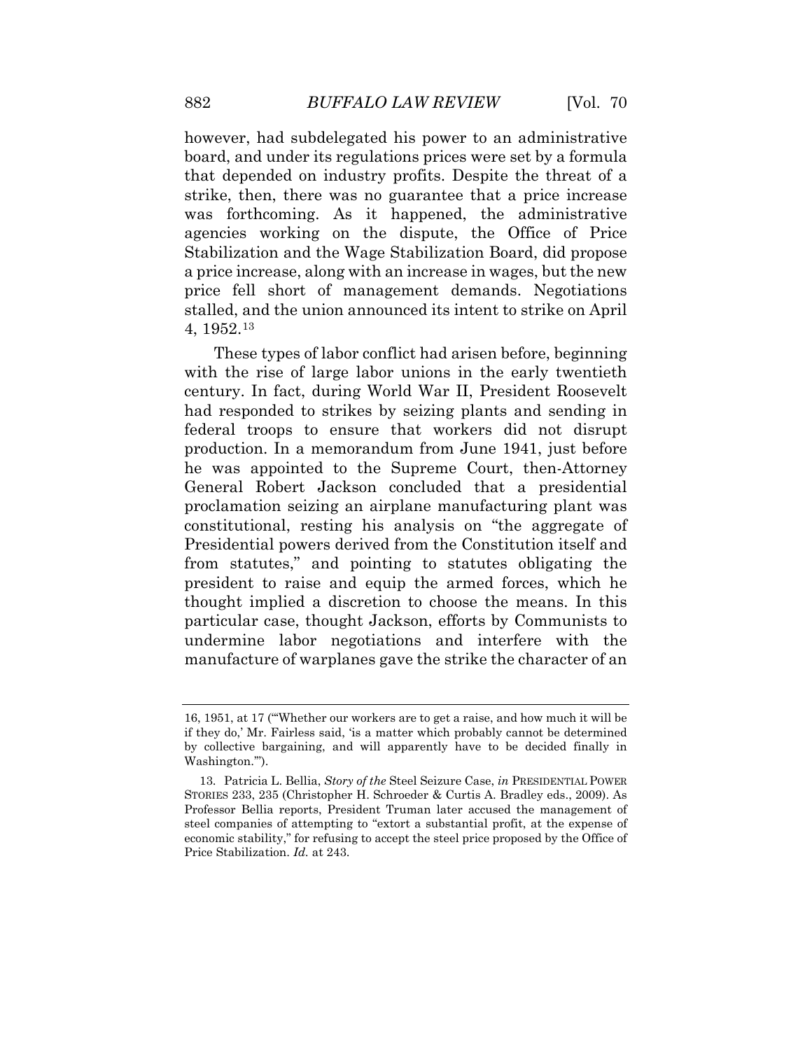however, had subdelegated his power to an administrative board, and under its regulations prices were set by a formula that depended on industry profits. Despite the threat of a strike, then, there was no guarantee that a price increase was forthcoming. As it happened, the administrative agencies working on the dispute, the Office of Price Stabilization and the Wage Stabilization Board, did propose a price increase, along with an increase in wages, but the new price fell short of management demands. Negotiations stalled, and the union announced its intent to strike on April 4, 1952.[13]

These types of labor conflict had arisen before, beginning with the rise of large labor unions in the early twentieth century. In fact, during World War II, President Roosevelt had responded to strikes by seizing plants and sending in federal troops to ensure that workers did not disrupt production. In a memorandum from June 1941, just before he was appointed to the Supreme Court, then-Attorney General Robert Jackson concluded that a presidential proclamation seizing an airplane manufacturing plant was constitutional, resting his analysis on "the aggregate of Presidential powers derived from the Constitution itself and from statutes," and pointing to statutes obligating the president to raise and equip the armed forces, which he thought implied a discretion to choose the means. In this particular case, thought Jackson, efforts by Communists to undermine labor negotiations and interfere with the manufacture of warplanes gave the strike the character of an

---

16, 1951, at 17 ("'Whether our workers are to get a raise, and how much it will be if they do,' Mr. Fairless said, 'is a matter which probably cannot be determined by collective bargaining, and will apparently have to be decided finally in Washington.'").

13. Patricia L. Bellia, *Story of the* Steel Seizure Case, *in* PRESIDENTIAL POWER STORIES 233, 235 (Christopher H. Schroeder & Curtis A. Bradley eds., 2009). As Professor Bellia reports, President Truman later accused the management of steel companies of attempting to "extort a substantial profit, at the expense of economic stability," for refusing to accept the steel price proposed by the Office of Price Stabilization. *Id.* at 243.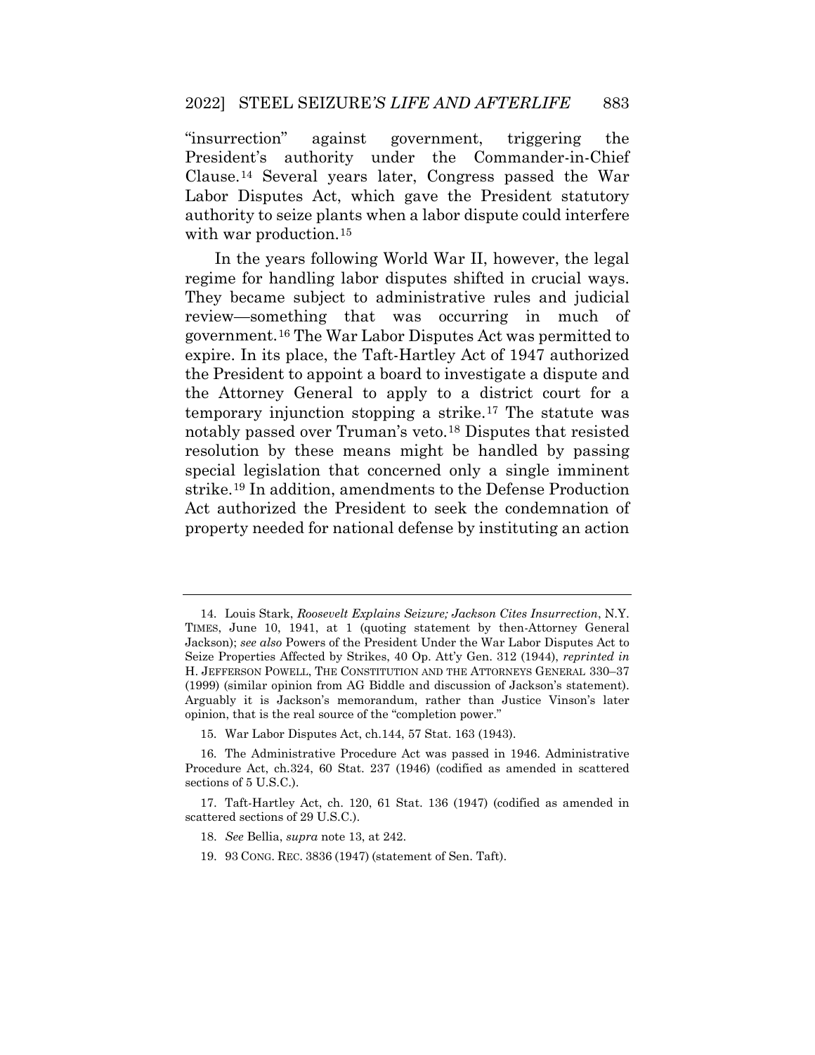"insurrection" against government, triggering the President's authority under the Commander-in-Chief Clause.[14] Several years later, Congress passed the War Labor Disputes Act, which gave the President statutory authority to seize plants when a labor dispute could interfere with war production.[15]

In the years following World War II, however, the legal regime for handling labor disputes shifted in crucial ways. They became subject to administrative rules and judicial review—something that was occurring in much of government.[16] The War Labor Disputes Act was permitted to expire. In its place, the Taft-Hartley Act of 1947 authorized the President to appoint a board to investigate a dispute and the Attorney General to apply to a district court for a temporary injunction stopping a strike.[17] The statute was notably passed over Truman's veto.[18] Disputes that resisted resolution by these means might be handled by passing special legislation that concerned only a single imminent strike.[19] In addition, amendments to the Defense Production Act authorized the President to seek the condemnation of property needed for national defense by instituting an action

---

14. Louis Stark, *Roosevelt Explains Seizure; Jackson Cites Insurrection*, N.Y. TIMES, June 10, 1941, at 1 (quoting statement by then-Attorney General Jackson); *see also* Powers of the President Under the War Labor Disputes Act to Seize Properties Affected by Strikes, 40 Op. Att'y Gen. 312 (1944), *reprinted in* H. JEFFERSON POWELL, THE CONSTITUTION AND THE ATTORNEYS GENERAL 330–37 (1999) (similar opinion from AG Biddle and discussion of Jackson's statement). Arguably it is Jackson's memorandum, rather than Justice Vinson's later opinion, that is the real source of the "completion power."

15. War Labor Disputes Act, ch.144, 57 Stat. 163 (1943).

16. The Administrative Procedure Act was passed in 1946. Administrative Procedure Act, ch.324, 60 Stat. 237 (1946) (codified as amended in scattered sections of 5 U.S.C.).

17. Taft-Hartley Act, ch. 120, 61 Stat. 136 (1947) (codified as amended in scattered sections of 29 U.S.C.).

18. *See* Bellia, *supra* note 13, at 242.

19. 93 CONG. REC. 3836 (1947) (statement of Sen. Taft).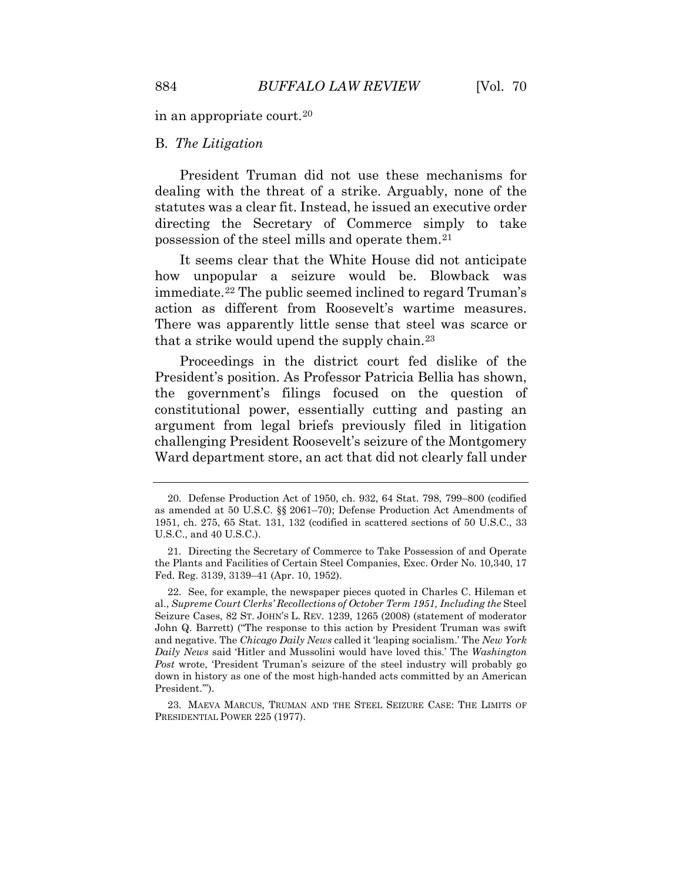in an appropriate court.[20]

## B. *The Litigation*

President Truman did not use these mechanisms for dealing with the threat of a strike. Arguably, none of the statutes was a clear fit. Instead, he issued an executive order directing the Secretary of Commerce simply to take possession of the steel mills and operate them.[21]

It seems clear that the White House did not anticipate how unpopular a seizure would be. Blowback was immediate.[22] The public seemed inclined to regard Truman's action as different from Roosevelt's wartime measures. There was apparently little sense that steel was scarce or that a strike would upend the supply chain.[23]

Proceedings in the district court fed dislike of the President's position. As Professor Patricia Bellia has shown, the government's filings focused on the question of constitutional power, essentially cutting and pasting an argument from legal briefs previously filed in litigation challenging President Roosevelt's seizure of the Montgomery Ward department store, an act that did not clearly fall under

---

20. Defense Production Act of 1950, ch. 932, 64 Stat. 798, 799–800 (codified as amended at 50 U.S.C. §§ 2061–70); Defense Production Act Amendments of 1951, ch. 275, 65 Stat. 131, 132 (codified in scattered sections of 50 U.S.C., 33 U.S.C., and 40 U.S.C.).

21. Directing the Secretary of Commerce to Take Possession of and Operate the Plants and Facilities of Certain Steel Companies, Exec. Order No. 10,340, 17 Fed. Reg. 3139, 3139–41 (Apr. 10, 1952).

22. See, for example, the newspaper pieces quoted in Charles C. Hileman et al., *Supreme Court Clerks' Recollections of October Term 1951, Including the* Steel Seizure Cases, 82 ST. JOHN'S L. REV. 1239, 1265 (2008) (statement of moderator John Q. Barrett) ("The response to this action by President Truman was swift and negative. The *Chicago Daily News* called it 'leaping socialism.' The *New York Daily News* said 'Hitler and Mussolini would have loved this.' The *Washington Post* wrote, 'President Truman's seizure of the steel industry will probably go down in history as one of the most high-handed acts committed by an American President.'").

23. MAEVA MARCUS, TRUMAN AND THE STEEL SEIZURE CASE: THE LIMITS OF PRESIDENTIAL POWER 225 (1977).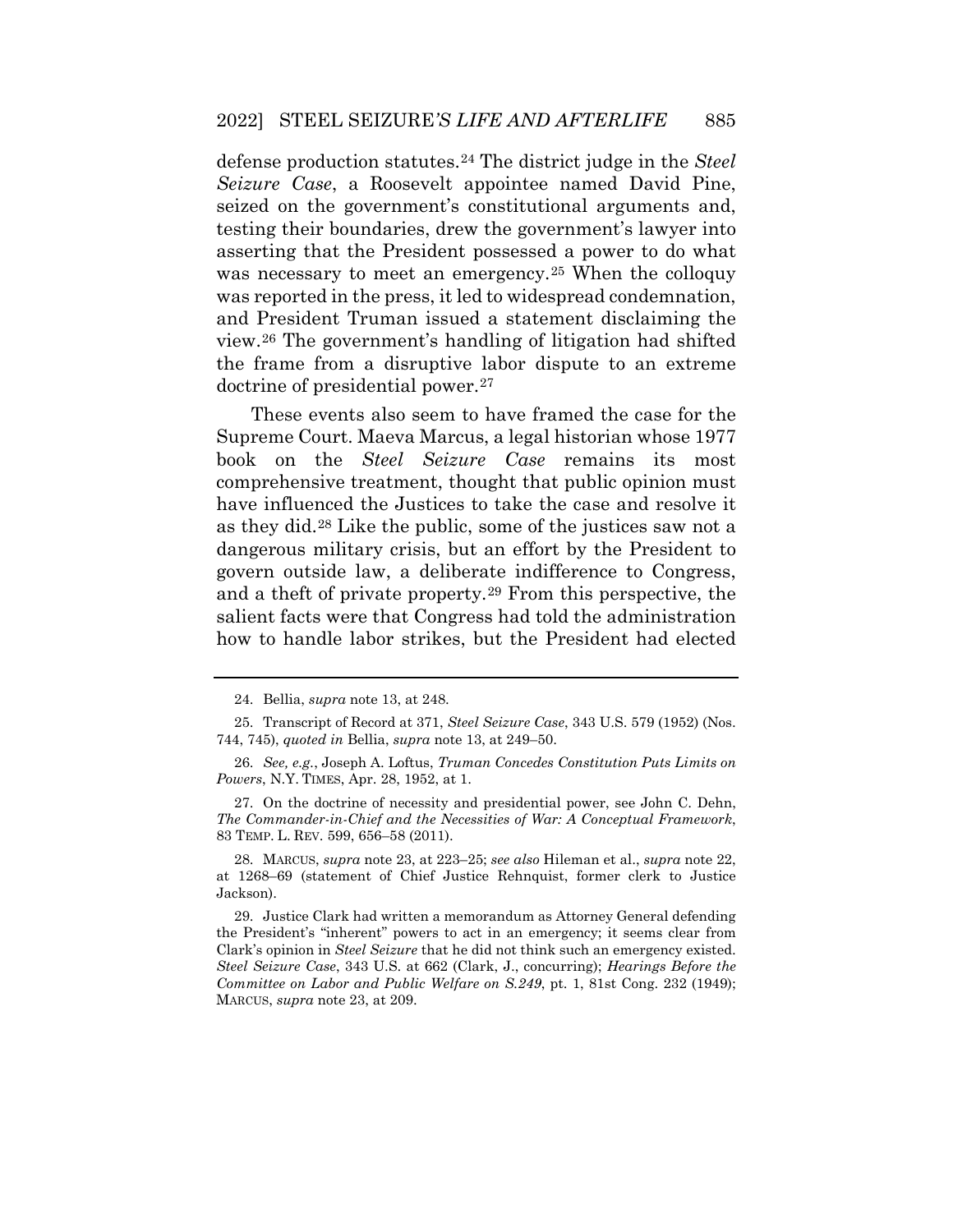defense production statutes.[24] The district judge in the *Steel Seizure Case*, a Roosevelt appointee named David Pine, seized on the government's constitutional arguments and, testing their boundaries, drew the government's lawyer into asserting that the President possessed a power to do what was necessary to meet an emergency.[25] When the colloquy was reported in the press, it led to widespread condemnation, and President Truman issued a statement disclaiming the view.[26] The government's handling of litigation had shifted the frame from a disruptive labor dispute to an extreme doctrine of presidential power.[27]

These events also seem to have framed the case for the Supreme Court. Maeva Marcus, a legal historian whose 1977 book on the *Steel Seizure Case* remains its most comprehensive treatment, thought that public opinion must have influenced the Justices to take the case and resolve it as they did.[28] Like the public, some of the justices saw not a dangerous military crisis, but an effort by the President to govern outside law, a deliberate indifference to Congress, and a theft of private property.[29] From this perspective, the salient facts were that Congress had told the administration how to handle labor strikes, but the President had elected

---

24. Bellia, *supra* note 13, at 248.

25. Transcript of Record at 371, *Steel Seizure Case*, 343 U.S. 579 (1952) (Nos. 744, 745), *quoted in* Bellia, *supra* note 13, at 249–50.

26. *See, e.g.*, Joseph A. Loftus, *Truman Concedes Constitution Puts Limits on Powers*, N.Y. TIMES, Apr. 28, 1952, at 1.

27. On the doctrine of necessity and presidential power, see John C. Dehn, *The Commander-in-Chief and the Necessities of War: A Conceptual Framework*, 83 TEMP. L. REV. 599, 656–58 (2011).

28. MARCUS, *supra* note 23, at 223–25; *see also* Hileman et al., *supra* note 22, at 1268–69 (statement of Chief Justice Rehnquist, former clerk to Justice Jackson).

29. Justice Clark had written a memorandum as Attorney General defending the President's "inherent" powers to act in an emergency; it seems clear from Clark's opinion in *Steel Seizure* that he did not think such an emergency existed. *Steel Seizure Case*, 343 U.S. at 662 (Clark, J., concurring); *Hearings Before the Committee on Labor and Public Welfare on S.249*, pt. 1, 81st Cong. 232 (1949); MARCUS, *supra* note 23, at 209.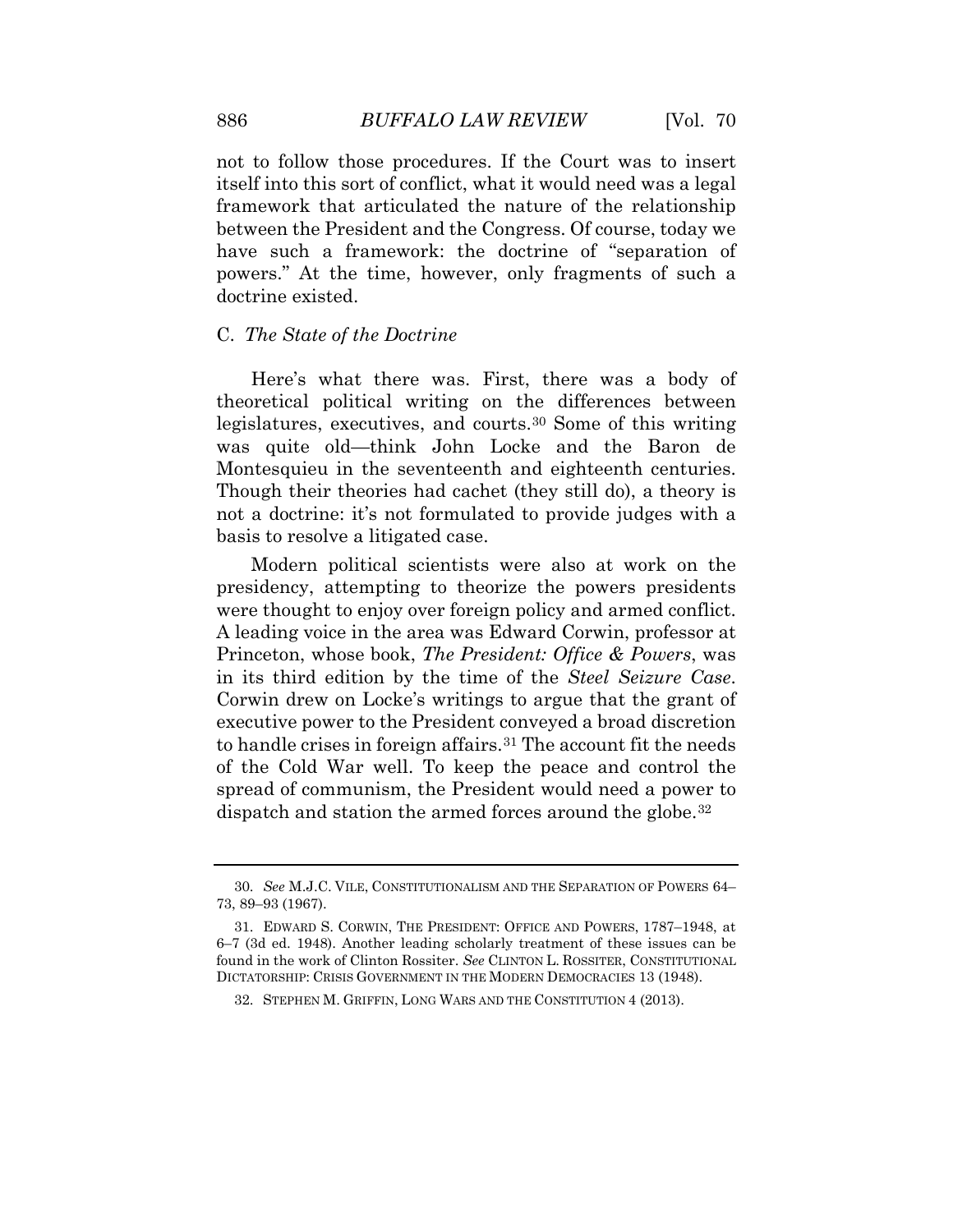not to follow those procedures. If the Court was to insert itself into this sort of conflict, what it would need was a legal framework that articulated the nature of the relationship between the President and the Congress. Of course, today we have such a framework: the doctrine of "separation of powers." At the time, however, only fragments of such a doctrine existed.

### C. *The State of the Doctrine*

Here's what there was. First, there was a body of theoretical political writing on the differences between legislatures, executives, and courts.[30] Some of this writing was quite old—think John Locke and the Baron de Montesquieu in the seventeenth and eighteenth centuries. Though their theories had cachet (they still do), a theory is not a doctrine: it's not formulated to provide judges with a basis to resolve a litigated case.

Modern political scientists were also at work on the presidency, attempting to theorize the powers presidents were thought to enjoy over foreign policy and armed conflict. A leading voice in the area was Edward Corwin, professor at Princeton, whose book, *The President: Office & Powers*, was in its third edition by the time of the *Steel Seizure Case*. Corwin drew on Locke's writings to argue that the grant of executive power to the President conveyed a broad discretion to handle crises in foreign affairs.[31] The account fit the needs of the Cold War well. To keep the peace and control the spread of communism, the President would need a power to dispatch and station the armed forces around the globe.[32]

---

30. *See* M.J.C. VILE, CONSTITUTIONALISM AND THE SEPARATION OF POWERS 64–73, 89–93 (1967).

31. EDWARD S. CORWIN, THE PRESIDENT: OFFICE AND POWERS, 1787–1948, at 6–7 (3d ed. 1948). Another leading scholarly treatment of these issues can be found in the work of Clinton Rossiter. *See* CLINTON L. ROSSITER, CONSTITUTIONAL DICTATORSHIP: CRISIS GOVERNMENT IN THE MODERN DEMOCRACIES 13 (1948).

32. STEPHEN M. GRIFFIN, LONG WARS AND THE CONSTITUTION 4 (2013).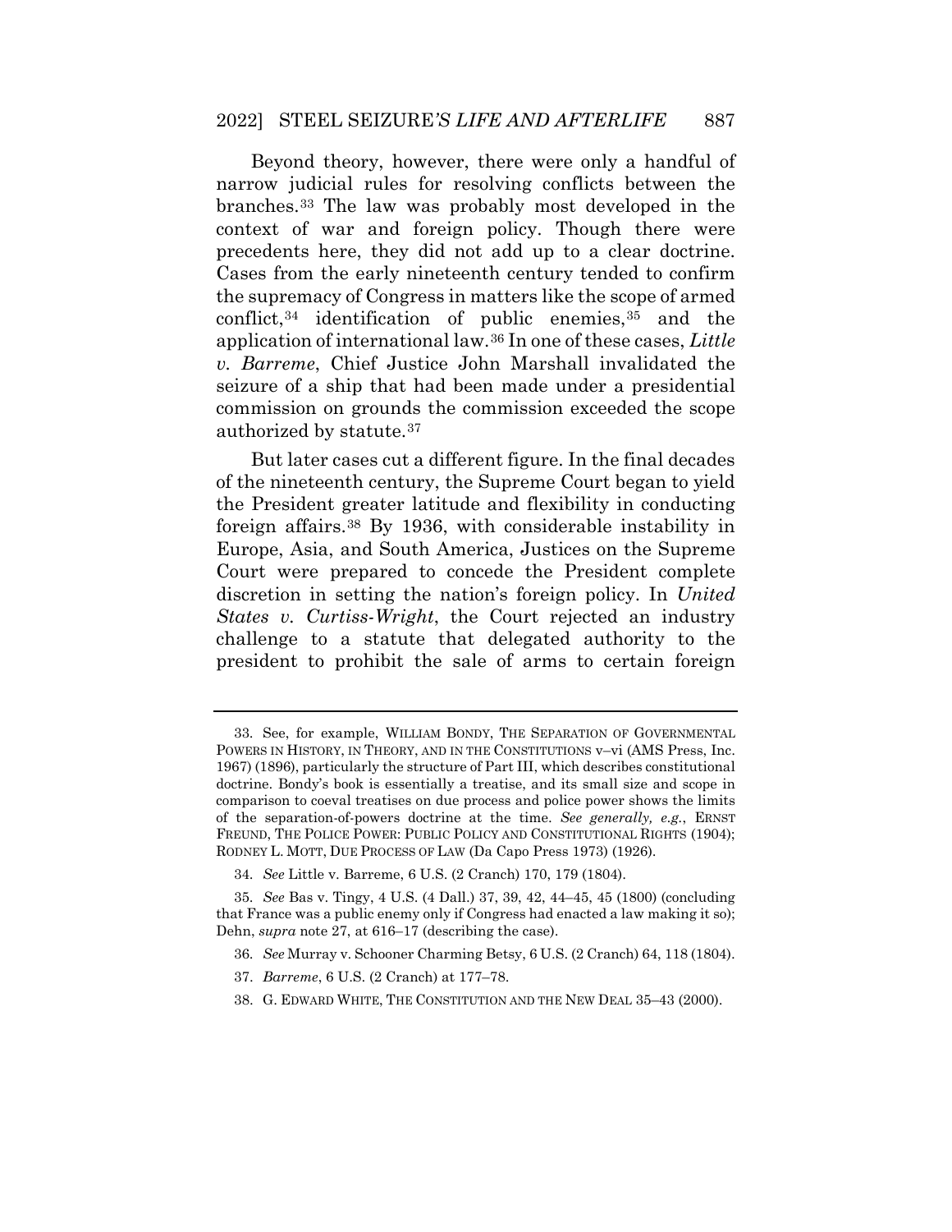Beyond theory, however, there were only a handful of narrow judicial rules for resolving conflicts between the branches.[33] The law was probably most developed in the context of war and foreign policy. Though there were precedents here, they did not add up to a clear doctrine. Cases from the early nineteenth century tended to confirm the supremacy of Congress in matters like the scope of armed conflict,[34] identification of public enemies,[35] and the application of international law.[36] In one of these cases, *Little v. Barreme*, Chief Justice John Marshall invalidated the seizure of a ship that had been made under a presidential commission on grounds the commission exceeded the scope authorized by statute.[37]

But later cases cut a different figure. In the final decades of the nineteenth century, the Supreme Court began to yield the President greater latitude and flexibility in conducting foreign affairs.[38] By 1936, with considerable instability in Europe, Asia, and South America, Justices on the Supreme Court were prepared to concede the President complete discretion in setting the nation's foreign policy. In *United States v. Curtiss-Wright*, the Court rejected an industry challenge to a statute that delegated authority to the president to prohibit the sale of arms to certain foreign

---

33. See, for example, WILLIAM BONDY, THE SEPARATION OF GOVERNMENTAL POWERS IN HISTORY, IN THEORY, AND IN THE CONSTITUTIONS v–vi (AMS Press, Inc. 1967) (1896), particularly the structure of Part III, which describes constitutional doctrine. Bondy's book is essentially a treatise, and its small size and scope in comparison to coeval treatises on due process and police power shows the limits of the separation-of-powers doctrine at the time. *See generally, e.g.*, ERNST FREUND, THE POLICE POWER: PUBLIC POLICY AND CONSTITUTIONAL RIGHTS (1904); RODNEY L. MOTT, DUE PROCESS OF LAW (Da Capo Press 1973) (1926).

34. *See* Little v. Barreme, 6 U.S. (2 Cranch) 170, 179 (1804).

35. *See* Bas v. Tingy, 4 U.S. (4 Dall.) 37, 39, 42, 44–45, 45 (1800) (concluding that France was a public enemy only if Congress had enacted a law making it so); Dehn, *supra* note 27, at 616–17 (describing the case).

36. *See* Murray v. Schooner Charming Betsy, 6 U.S. (2 Cranch) 64, 118 (1804).

37. *Barreme*, 6 U.S. (2 Cranch) at 177–78.

38. G. EDWARD WHITE, THE CONSTITUTION AND THE NEW DEAL 35–43 (2000).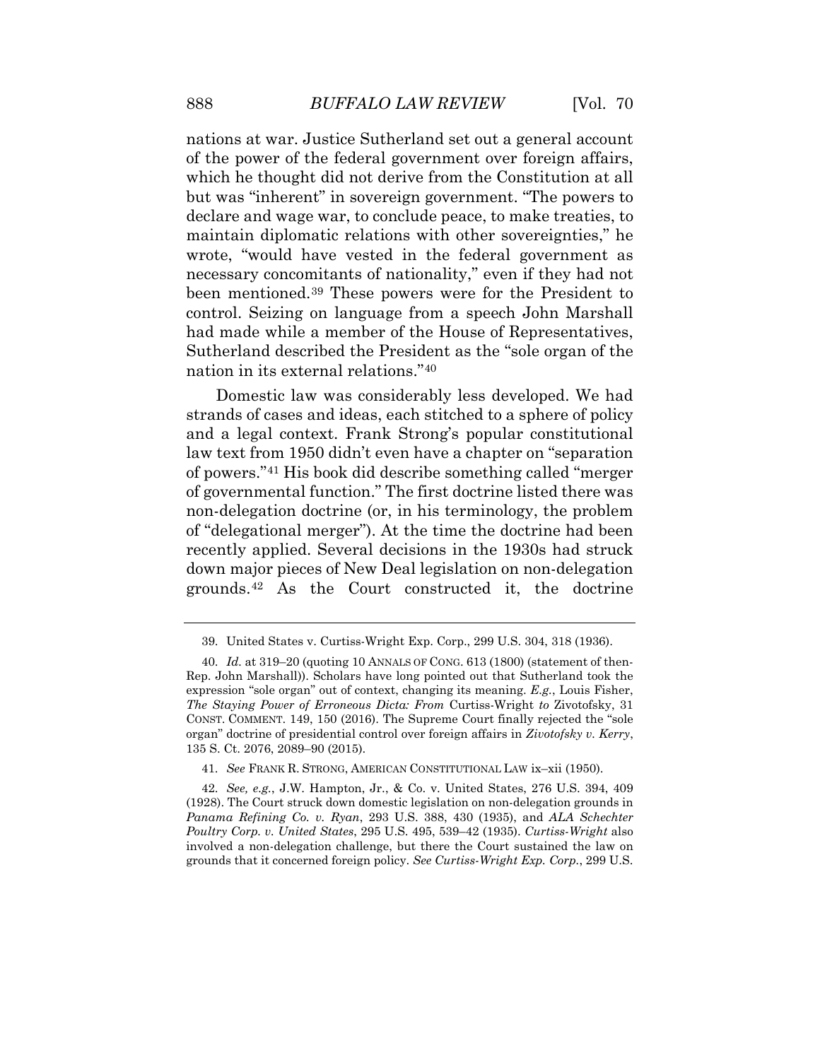nations at war. Justice Sutherland set out a general account of the power of the federal government over foreign affairs, which he thought did not derive from the Constitution at all but was "inherent" in sovereign government. "The powers to declare and wage war, to conclude peace, to make treaties, to maintain diplomatic relations with other sovereignties," he wrote, "would have vested in the federal government as necessary concomitants of nationality," even if they had not been mentioned.[39] These powers were for the President to control. Seizing on language from a speech John Marshall had made while a member of the House of Representatives, Sutherland described the President as the "sole organ of the nation in its external relations."[40]

Domestic law was considerably less developed. We had strands of cases and ideas, each stitched to a sphere of policy and a legal context. Frank Strong's popular constitutional law text from 1950 didn't even have a chapter on "separation of powers."[41] His book did describe something called "merger of governmental function." The first doctrine listed there was non-delegation doctrine (or, in his terminology, the problem of "delegational merger"). At the time the doctrine had been recently applied. Several decisions in the 1930s had struck down major pieces of New Deal legislation on non-delegation grounds.[42] As the Court constructed it, the doctrine

---

39. United States v. Curtiss-Wright Exp. Corp., 299 U.S. 304, 318 (1936).

40. *Id.* at 319–20 (quoting 10 ANNALS OF CONG. 613 (1800) (statement of then-Rep. John Marshall)). Scholars have long pointed out that Sutherland took the expression "sole organ" out of context, changing its meaning. *E.g.*, Louis Fisher, *The Staying Power of Erroneous Dicta: From* Curtiss-Wright *to* Zivotofsky, 31 CONST. COMMENT. 149, 150 (2016). The Supreme Court finally rejected the "sole organ" doctrine of presidential control over foreign affairs in *Zivotofsky v. Kerry*, 135 S. Ct. 2076, 2089–90 (2015).

41. *See* FRANK R. STRONG, AMERICAN CONSTITUTIONAL LAW ix–xii (1950).

42. *See, e.g.*, J.W. Hampton, Jr., & Co. v. United States, 276 U.S. 394, 409 (1928). The Court struck down domestic legislation on non-delegation grounds in *Panama Refining Co. v. Ryan*, 293 U.S. 388, 430 (1935), and *ALA Schechter Poultry Corp. v. United States*, 295 U.S. 495, 539–42 (1935). *Curtiss-Wright* also involved a non-delegation challenge, but there the Court sustained the law on grounds that it concerned foreign policy. *See Curtiss-Wright Exp. Corp.*, 299 U.S.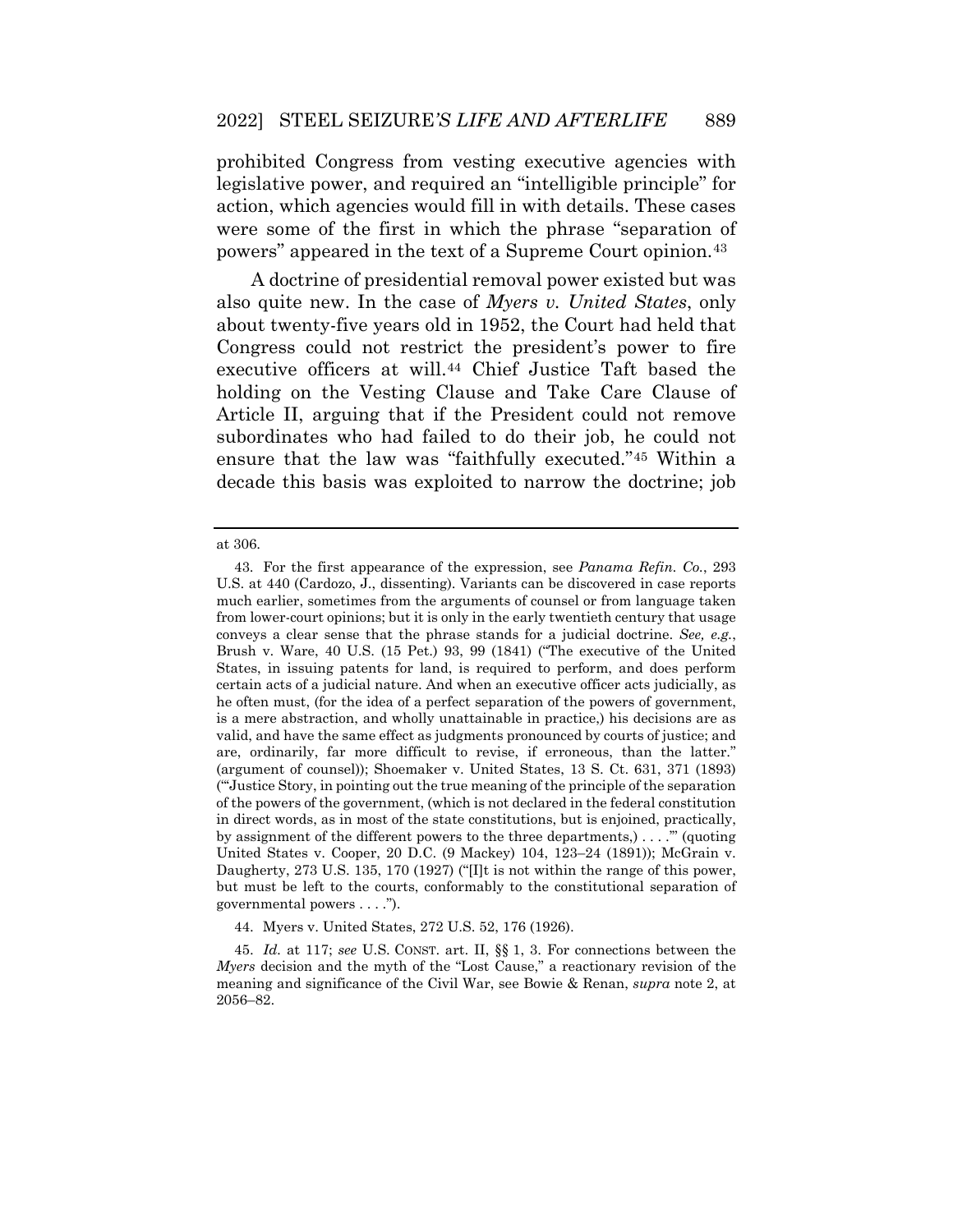prohibited Congress from vesting executive agencies with legislative power, and required an "intelligible principle" for action, which agencies would fill in with details. These cases were some of the first in which the phrase "separation of powers" appeared in the text of a Supreme Court opinion.[43]

A doctrine of presidential removal power existed but was also quite new. In the case of *Myers v. United States*, only about twenty-five years old in 1952, the Court had held that Congress could not restrict the president's power to fire executive officers at will.[44] Chief Justice Taft based the holding on the Vesting Clause and Take Care Clause of Article II, arguing that if the President could not remove subordinates who had failed to do their job, he could not ensure that the law was "faithfully executed."[45] Within a decade this basis was exploited to narrow the doctrine; job

---

at 306.

43. For the first appearance of the expression, see *Panama Refin. Co.*, 293 U.S. at 440 (Cardozo, J., dissenting). Variants can be discovered in case reports much earlier, sometimes from the arguments of counsel or from language taken from lower-court opinions; but it is only in the early twentieth century that usage conveys a clear sense that the phrase stands for a judicial doctrine. *See, e.g.*, Brush v. Ware, 40 U.S. (15 Pet.) 93, 99 (1841) ("The executive of the United States, in issuing patents for land, is required to perform, and does perform certain acts of a judicial nature. And when an executive officer acts judicially, as he often must, (for the idea of a perfect separation of the powers of government, is a mere abstraction, and wholly unattainable in practice,) his decisions are as valid, and have the same effect as judgments pronounced by courts of justice; and are, ordinarily, far more difficult to revise, if erroneous, than the latter." (argument of counsel)); Shoemaker v. United States, 13 S. Ct. 631, 371 (1893) ("'Justice Story, in pointing out the true meaning of the principle of the separation of the powers of the government, (which is not declared in the federal constitution in direct words, as in most of the state constitutions, but is enjoined, practically, by assignment of the different powers to the three departments,) . . . .'" (quoting United States v. Cooper, 20 D.C. (9 Mackey) 104, 123–24 (1891)); McGrain v. Daugherty, 273 U.S. 135, 170 (1927) ("[I]t is not within the range of this power, but must be left to the courts, conformably to the constitutional separation of governmental powers . . . .").

44. Myers v. United States, 272 U.S. 52, 176 (1926).

45. *Id.* at 117; *see* U.S. CONST. art. II, §§ 1, 3. For connections between the *Myers* decision and the myth of the "Lost Cause," a reactionary revision of the meaning and significance of the Civil War, see Bowie & Renan, *supra* note 2, at 2056–82.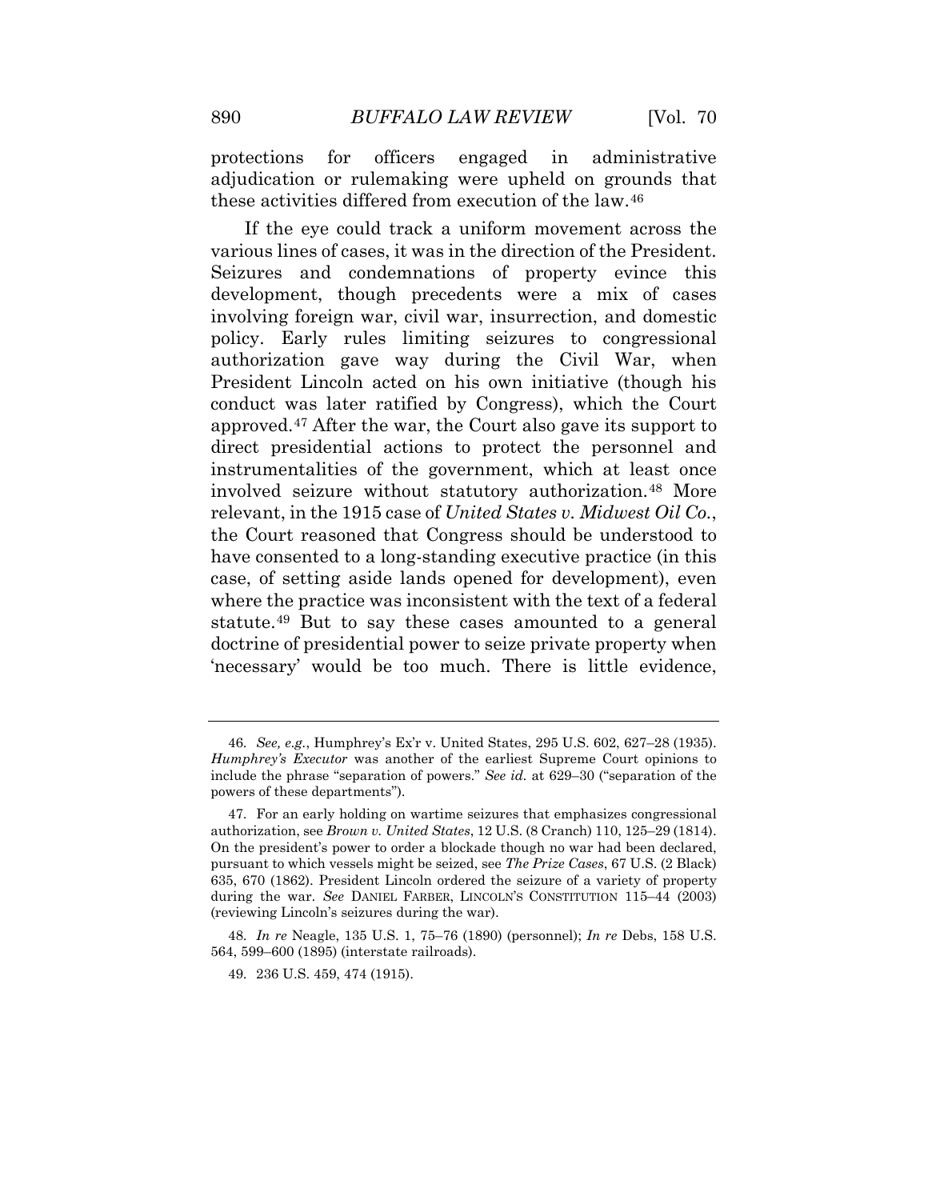protections for officers engaged in administrative adjudication or rulemaking were upheld on grounds that these activities differed from execution of the law.[46]

If the eye could track a uniform movement across the various lines of cases, it was in the direction of the President. Seizures and condemnations of property evince this development, though precedents were a mix of cases involving foreign war, civil war, insurrection, and domestic policy. Early rules limiting seizures to congressional authorization gave way during the Civil War, when President Lincoln acted on his own initiative (though his conduct was later ratified by Congress), which the Court approved.[47] After the war, the Court also gave its support to direct presidential actions to protect the personnel and instrumentalities of the government, which at least once involved seizure without statutory authorization.[48] More relevant, in the 1915 case of *United States v. Midwest Oil Co.*, the Court reasoned that Congress should be understood to have consented to a long-standing executive practice (in this case, of setting aside lands opened for development), even where the practice was inconsistent with the text of a federal statute.[49] But to say these cases amounted to a general doctrine of presidential power to seize private property when 'necessary' would be too much. There is little evidence,

---

46. *See, e.g.*, Humphrey's Ex'r v. United States, 295 U.S. 602, 627–28 (1935). *Humphrey's Executor* was another of the earliest Supreme Court opinions to include the phrase "separation of powers." *See id.* at 629–30 ("separation of the powers of these departments").

47. For an early holding on wartime seizures that emphasizes congressional authorization, see *Brown v. United States*, 12 U.S. (8 Cranch) 110, 125–29 (1814). On the president's power to order a blockade though no war had been declared, pursuant to which vessels might be seized, see *The Prize Cases*, 67 U.S. (2 Black) 635, 670 (1862). President Lincoln ordered the seizure of a variety of property during the war. *See* DANIEL FARBER, LINCOLN'S CONSTITUTION 115–44 (2003) (reviewing Lincoln's seizures during the war).

48. *In re* Neagle, 135 U.S. 1, 75–76 (1890) (personnel); *In re* Debs, 158 U.S. 564, 599–600 (1895) (interstate railroads).

49. 236 U.S. 459, 474 (1915).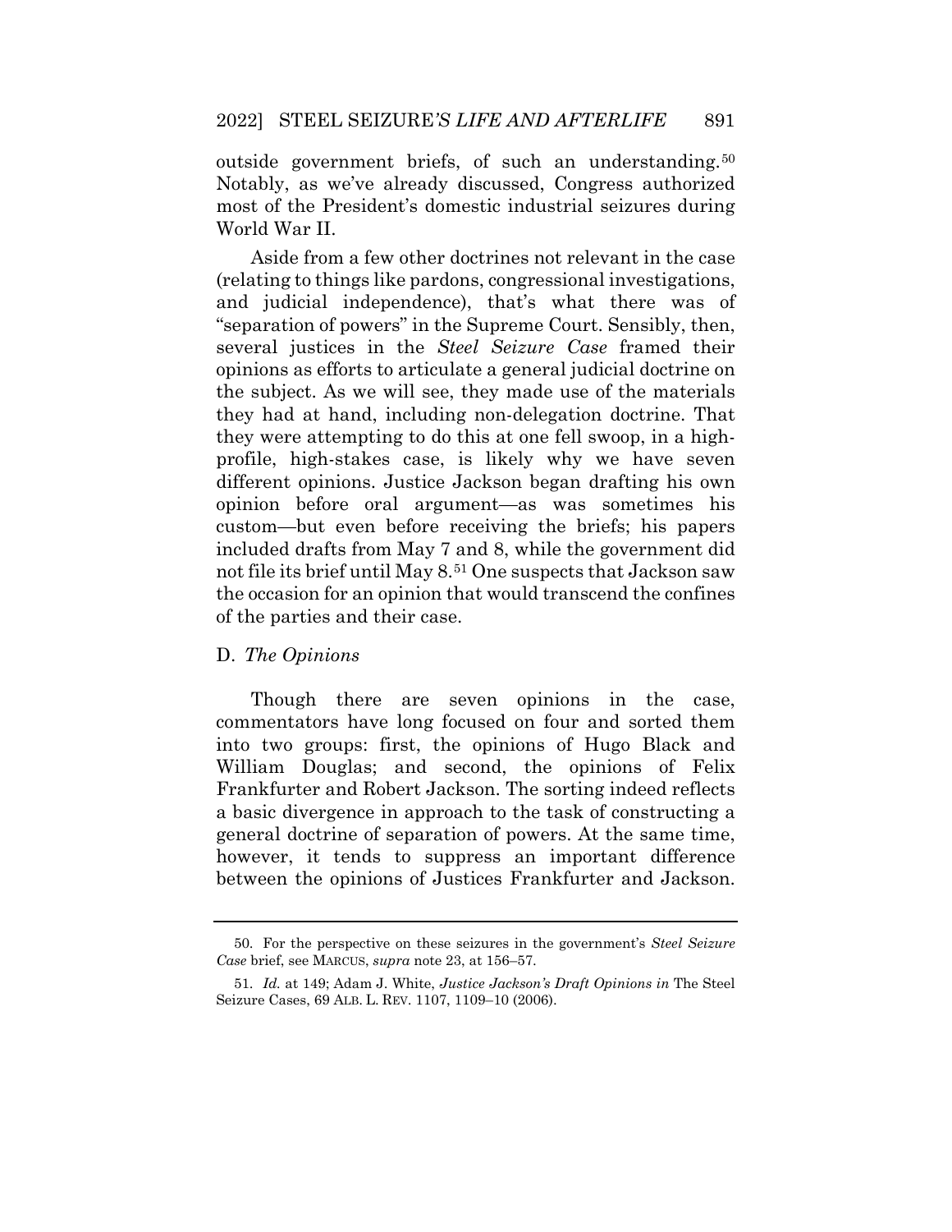outside government briefs, of such an understanding.[50] Notably, as we've already discussed, Congress authorized most of the President's domestic industrial seizures during World War II.

Aside from a few other doctrines not relevant in the case (relating to things like pardons, congressional investigations, and judicial independence), that's what there was of "separation of powers" in the Supreme Court. Sensibly, then, several justices in the *Steel Seizure Case* framed their opinions as efforts to articulate a general judicial doctrine on the subject. As we will see, they made use of the materials they had at hand, including non-delegation doctrine. That they were attempting to do this at one fell swoop, in a high-profile, high-stakes case, is likely why we have seven different opinions. Justice Jackson began drafting his own opinion before oral argument—as was sometimes his custom—but even before receiving the briefs; his papers included drafts from May 7 and 8, while the government did not file its brief until May 8.[51] One suspects that Jackson saw the occasion for an opinion that would transcend the confines of the parties and their case.

### D. *The Opinions*

Though there are seven opinions in the case, commentators have long focused on four and sorted them into two groups: first, the opinions of Hugo Black and William Douglas; and second, the opinions of Felix Frankfurter and Robert Jackson. The sorting indeed reflects a basic divergence in approach to the task of constructing a general doctrine of separation of powers. At the same time, however, it tends to suppress an important difference between the opinions of Justices Frankfurter and Jackson.

---

50. For the perspective on these seizures in the government's *Steel Seizure Case* brief, see MARCUS, *supra* note 23, at 156–57.

51. *Id.* at 149; Adam J. White, *Justice Jackson's Draft Opinions in* The Steel Seizure Cases, 69 ALB. L. REV. 1107, 1109–10 (2006).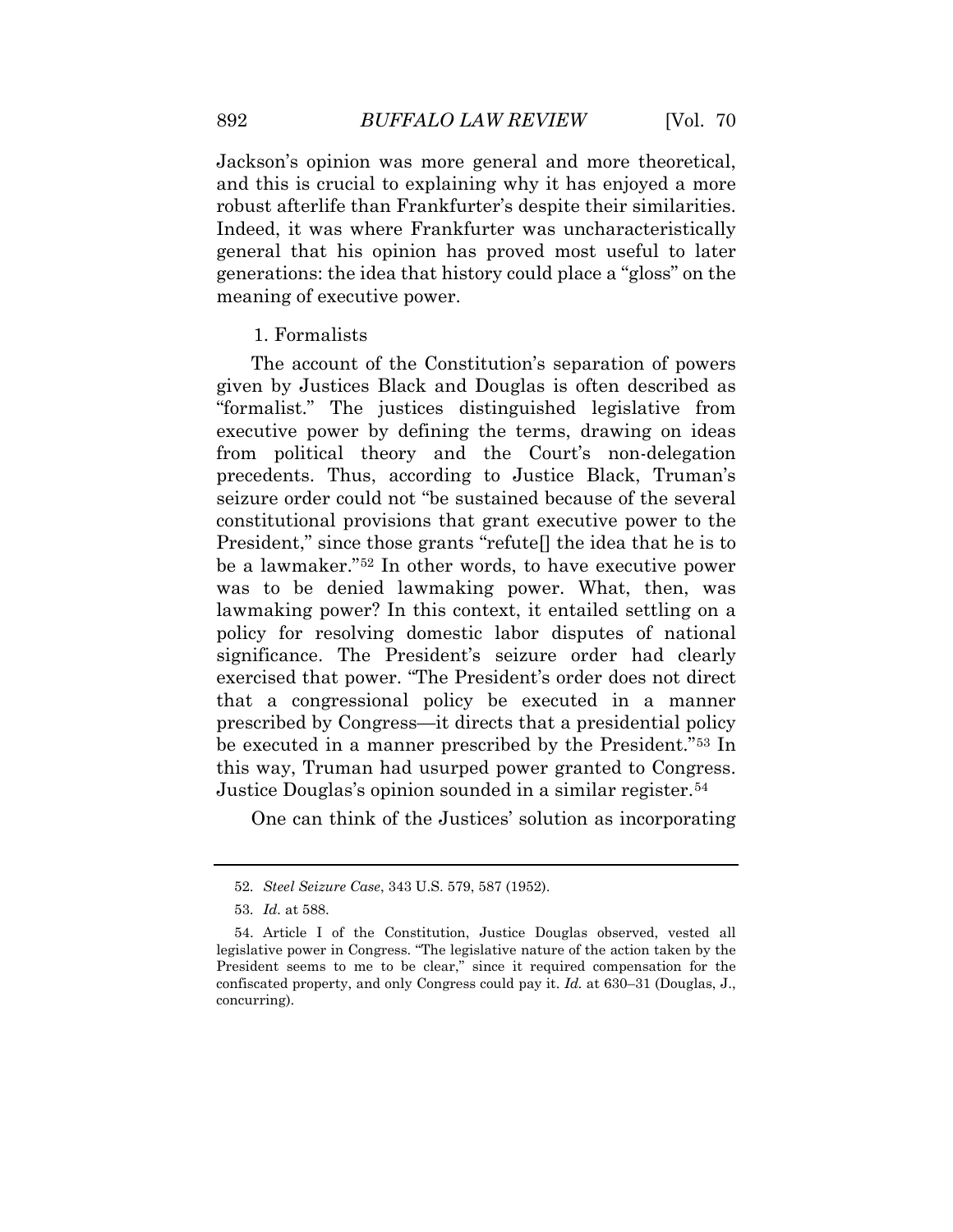Jackson's opinion was more general and more theoretical, and this is crucial to explaining why it has enjoyed a more robust afterlife than Frankfurter's despite their similarities. Indeed, it was where Frankfurter was uncharacteristically general that his opinion has proved most useful to later generations: the idea that history could place a "gloss" on the meaning of executive power.

1. Formalists

The account of the Constitution's separation of powers given by Justices Black and Douglas is often described as "formalist." The justices distinguished legislative from executive power by defining the terms, drawing on ideas from political theory and the Court's non-delegation precedents. Thus, according to Justice Black, Truman's seizure order could not "be sustained because of the several constitutional provisions that grant executive power to the President," since those grants "refute[] the idea that he is to be a lawmaker."[52] In other words, to have executive power was to be denied lawmaking power. What, then, was lawmaking power? In this context, it entailed settling on a policy for resolving domestic labor disputes of national significance. The President's seizure order had clearly exercised that power. "The President's order does not direct that a congressional policy be executed in a manner prescribed by Congress—it directs that a presidential policy be executed in a manner prescribed by the President."[53] In this way, Truman had usurped power granted to Congress. Justice Douglas's opinion sounded in a similar register.[54]

One can think of the Justices' solution as incorporating

---

52. *Steel Seizure Case*, 343 U.S. 579, 587 (1952).

53. *Id.* at 588.

54. Article I of the Constitution, Justice Douglas observed, vested all legislative power in Congress. "The legislative nature of the action taken by the President seems to me to be clear," since it required compensation for the confiscated property, and only Congress could pay it. *Id.* at 630–31 (Douglas, J., concurring).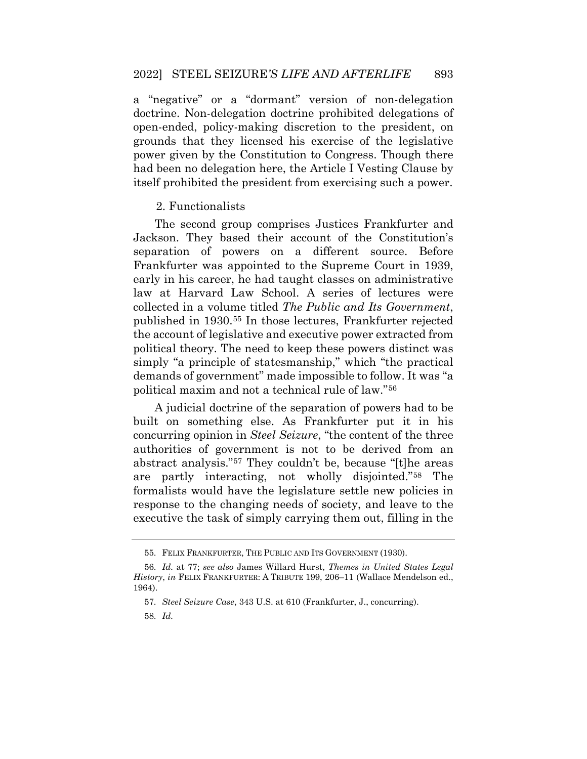a "negative" or a "dormant" version of non-delegation doctrine. Non-delegation doctrine prohibited delegations of open-ended, policy-making discretion to the president, on grounds that they licensed his exercise of the legislative power given by the Constitution to Congress. Though there had been no delegation here, the Article I Vesting Clause by itself prohibited the president from exercising such a power.

### 2. Functionalists

The second group comprises Justices Frankfurter and Jackson. They based their account of the Constitution's separation of powers on a different source. Before Frankfurter was appointed to the Supreme Court in 1939, early in his career, he had taught classes on administrative law at Harvard Law School. A series of lectures were collected in a volume titled *The Public and Its Government*, published in 1930.[55] In those lectures, Frankfurter rejected the account of legislative and executive power extracted from political theory. The need to keep these powers distinct was simply "a principle of statesmanship," which "the practical demands of government" made impossible to follow. It was "a political maxim and not a technical rule of law."[56]

A judicial doctrine of the separation of powers had to be built on something else. As Frankfurter put it in his concurring opinion in *Steel Seizure*, "the content of the three authorities of government is not to be derived from an abstract analysis."[57] They couldn't be, because "[t]he areas are partly interacting, not wholly disjointed."[58] The formalists would have the legislature settle new policies in response to the changing needs of society, and leave to the executive the task of simply carrying them out, filling in the

---

55. FELIX FRANKFURTER, THE PUBLIC AND ITS GOVERNMENT (1930).

56. *Id.* at 77; *see also* James Willard Hurst, *Themes in United States Legal History*, *in* FELIX FRANKFURTER: A TRIBUTE 199, 206–11 (Wallace Mendelson ed., 1964).

57. *Steel Seizure Case*, 343 U.S. at 610 (Frankfurter, J., concurring).

58. *Id.*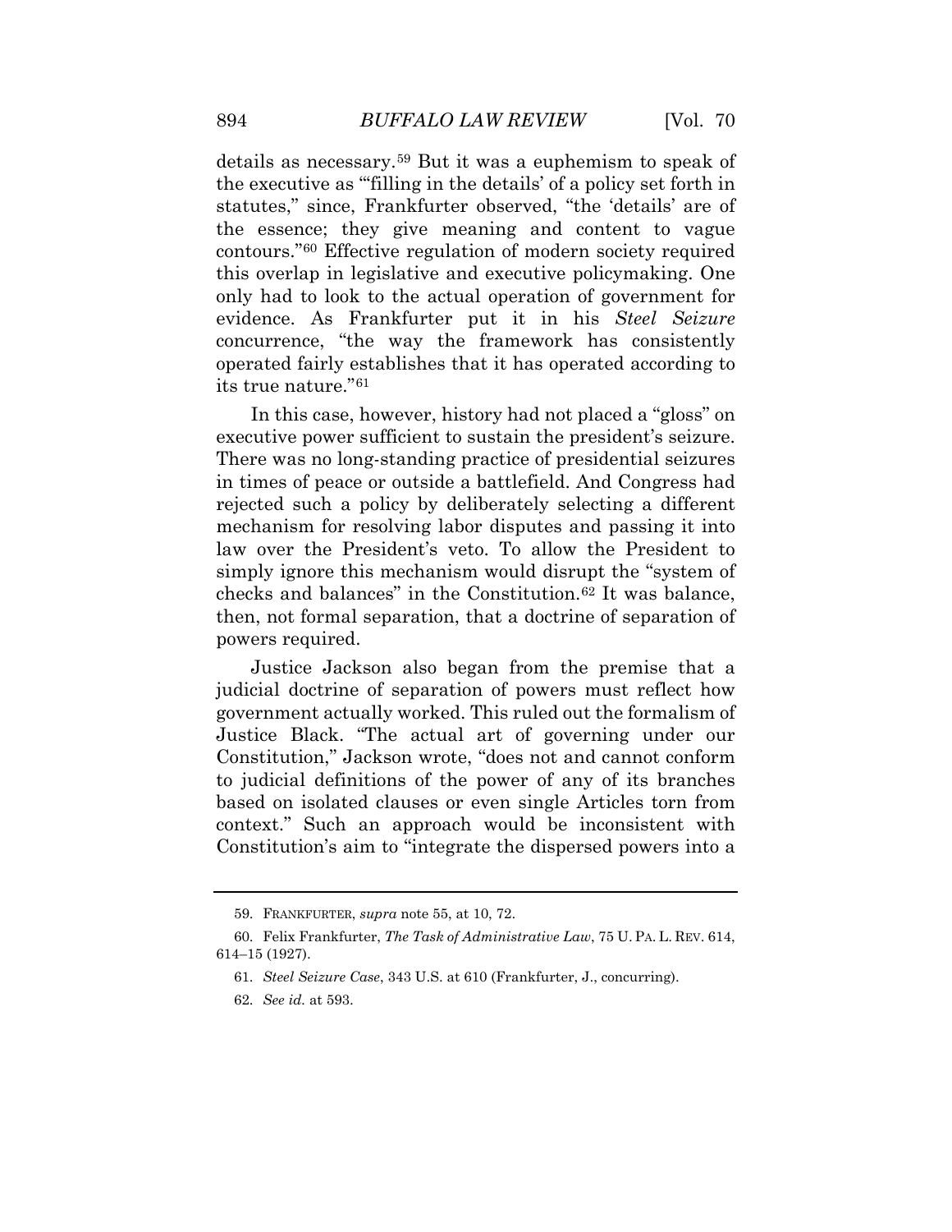details as necessary.[59] But it was a euphemism to speak of the executive as "'filling in the details' of a policy set forth in statutes," since, Frankfurter observed, "the 'details' are of the essence; they give meaning and content to vague contours."[60] Effective regulation of modern society required this overlap in legislative and executive policymaking. One only had to look to the actual operation of government for evidence. As Frankfurter put it in his *Steel Seizure* concurrence, "the way the framework has consistently operated fairly establishes that it has operated according to its true nature."[61]

In this case, however, history had not placed a "gloss" on executive power sufficient to sustain the president's seizure. There was no long-standing practice of presidential seizures in times of peace or outside a battlefield. And Congress had rejected such a policy by deliberately selecting a different mechanism for resolving labor disputes and passing it into law over the President's veto. To allow the President to simply ignore this mechanism would disrupt the "system of checks and balances" in the Constitution.[62] It was balance, then, not formal separation, that a doctrine of separation of powers required.

Justice Jackson also began from the premise that a judicial doctrine of separation of powers must reflect how government actually worked. This ruled out the formalism of Justice Black. "The actual art of governing under our Constitution," Jackson wrote, "does not and cannot conform to judicial definitions of the power of any of its branches based on isolated clauses or even single Articles torn from context." Such an approach would be inconsistent with Constitution's aim to "integrate the dispersed powers into a

---

59. FRANKFURTER, *supra* note 55, at 10, 72.

60. Felix Frankfurter, *The Task of Administrative Law*, 75 U. PA. L. REV. 614, 614–15 (1927).

61. *Steel Seizure Case*, 343 U.S. at 610 (Frankfurter, J., concurring).

62. *See id.* at 593.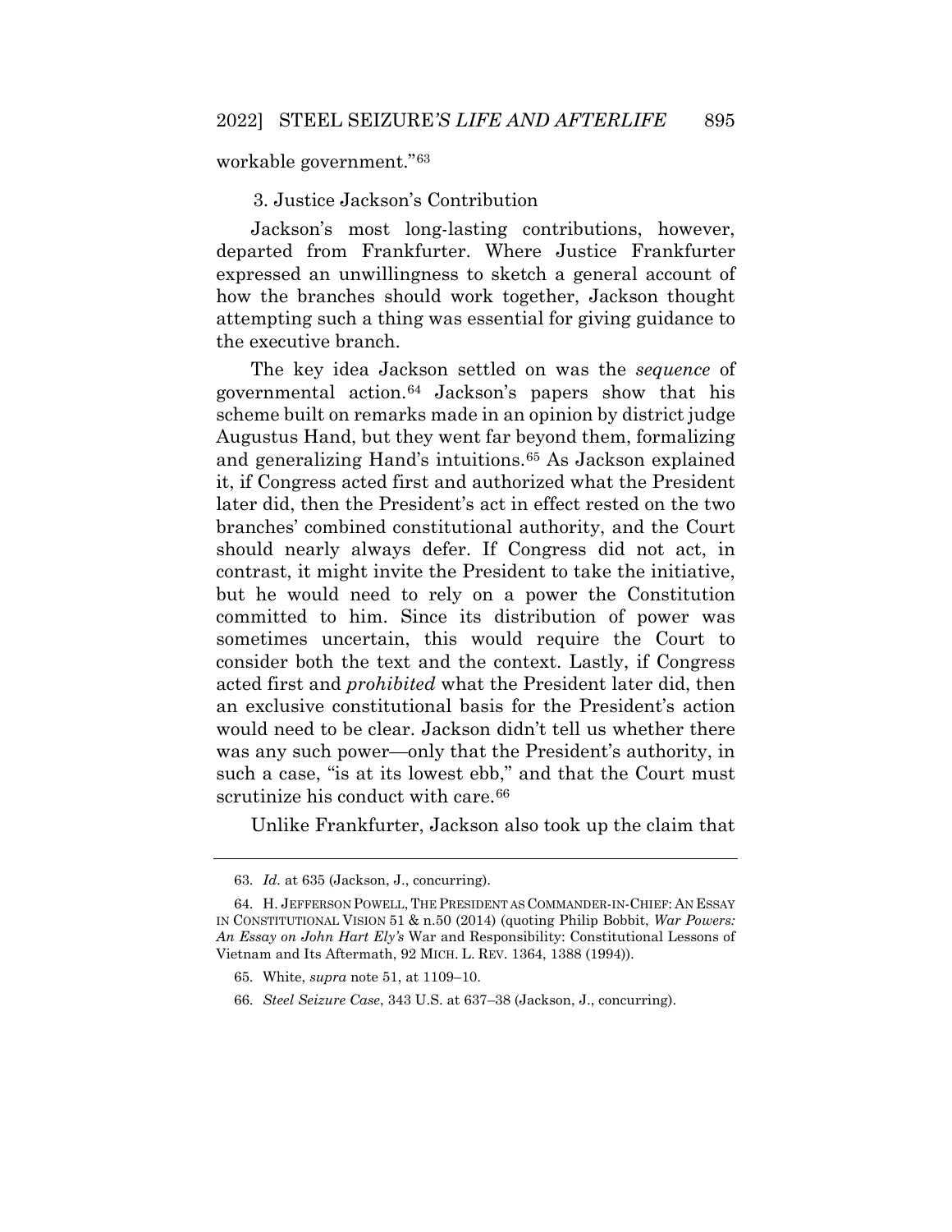workable government."[63]

### 3. Justice Jackson's Contribution

Jackson's most long-lasting contributions, however, departed from Frankfurter. Where Justice Frankfurter expressed an unwillingness to sketch a general account of how the branches should work together, Jackson thought attempting such a thing was essential for giving guidance to the executive branch.

The key idea Jackson settled on was the *sequence* of governmental action.[64] Jackson's papers show that his scheme built on remarks made in an opinion by district judge Augustus Hand, but they went far beyond them, formalizing and generalizing Hand's intuitions.[65] As Jackson explained it, if Congress acted first and authorized what the President later did, then the President's act in effect rested on the two branches' combined constitutional authority, and the Court should nearly always defer. If Congress did not act, in contrast, it might invite the President to take the initiative, but he would need to rely on a power the Constitution committed to him. Since its distribution of power was sometimes uncertain, this would require the Court to consider both the text and the context. Lastly, if Congress acted first and *prohibited* what the President later did, then an exclusive constitutional basis for the President's action would need to be clear. Jackson didn't tell us whether there was any such power—only that the President's authority, in such a case, "is at its lowest ebb," and that the Court must scrutinize his conduct with care.[66]

Unlike Frankfurter, Jackson also took up the claim that

---

63. *Id.* at 635 (Jackson, J., concurring).

64. H. JEFFERSON POWELL, THE PRESIDENT AS COMMANDER-IN-CHIEF: AN ESSAY IN CONSTITUTIONAL VISION 51 & n.50 (2014) (quoting Philip Bobbit, *War Powers: An Essay on John Hart Ely's* War and Responsibility: Constitutional Lessons of Vietnam and Its Aftermath, 92 MICH. L. REV. 1364, 1388 (1994)).

65. White, *supra* note 51, at 1109–10.

66. *Steel Seizure Case*, 343 U.S. at 637–38 (Jackson, J., concurring).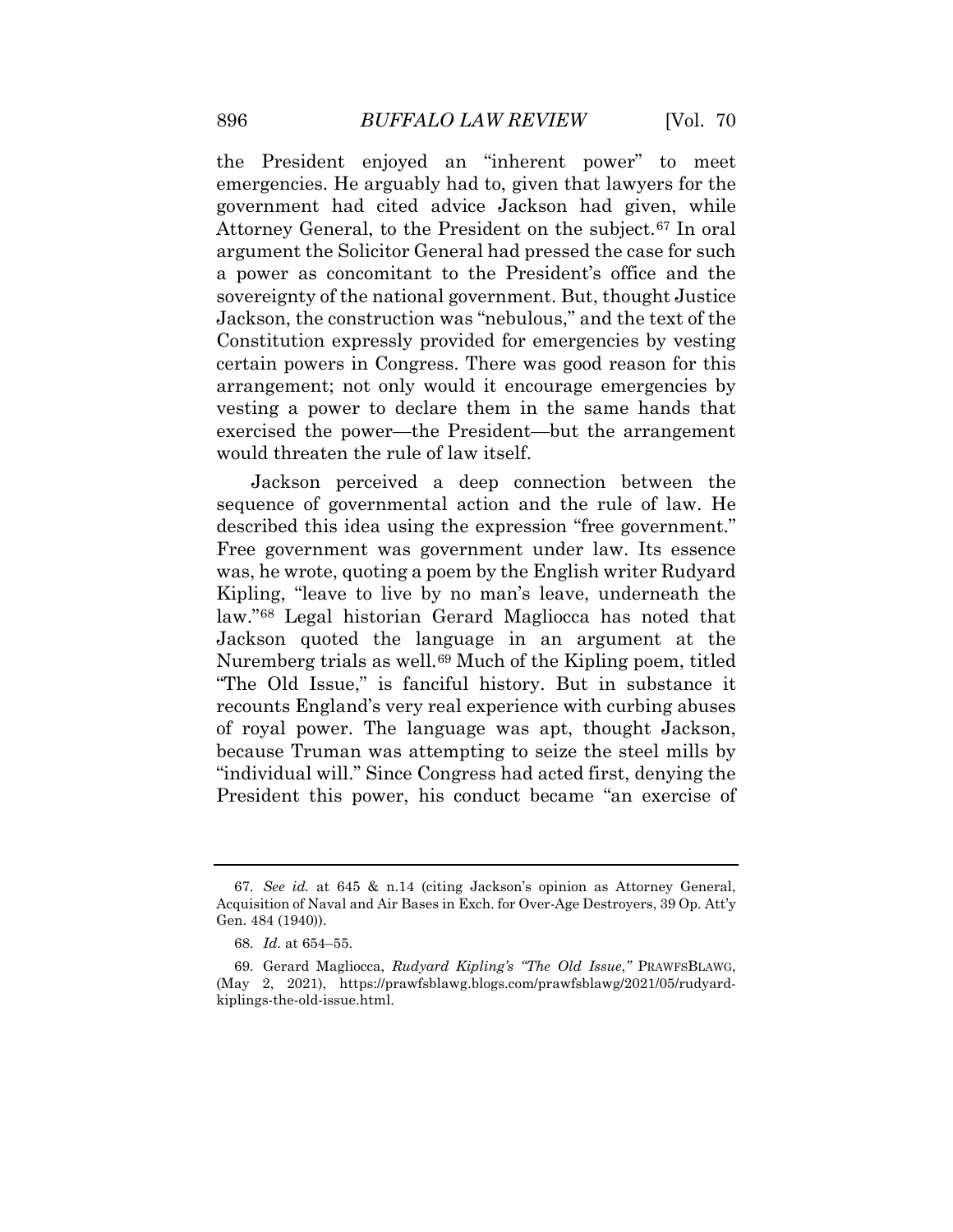the President enjoyed an "inherent power" to meet emergencies. He arguably had to, given that lawyers for the government had cited advice Jackson had given, while Attorney General, to the President on the subject.[67] In oral argument the Solicitor General had pressed the case for such a power as concomitant to the President's office and the sovereignty of the national government. But, thought Justice Jackson, the construction was "nebulous," and the text of the Constitution expressly provided for emergencies by vesting certain powers in Congress. There was good reason for this arrangement; not only would it encourage emergencies by vesting a power to declare them in the same hands that exercised the power—the President—but the arrangement would threaten the rule of law itself.

Jackson perceived a deep connection between the sequence of governmental action and the rule of law. He described this idea using the expression "free government." Free government was government under law. Its essence was, he wrote, quoting a poem by the English writer Rudyard Kipling, "leave to live by no man's leave, underneath the law."[68] Legal historian Gerard Magliocca has noted that Jackson quoted the language in an argument at the Nuremberg trials as well.[69] Much of the Kipling poem, titled "The Old Issue," is fanciful history. But in substance it recounts England's very real experience with curbing abuses of royal power. The language was apt, thought Jackson, because Truman was attempting to seize the steel mills by "individual will." Since Congress had acted first, denying the President this power, his conduct became "an exercise of

---

67. *See id.* at 645 & n.14 (citing Jackson's opinion as Attorney General, Acquisition of Naval and Air Bases in Exch. for Over-Age Destroyers, 39 Op. Att'y Gen. 484 (1940)).

68. *Id.* at 654–55.

69. Gerard Magliocca, *Rudyard Kipling's "The Old Issue*,*"* PRAWFSBLAWG, (May 2, 2021), https://prawfsblawg.blogs.com/prawfsblawg/2021/05/rudyard-kiplings-the-old-issue.html.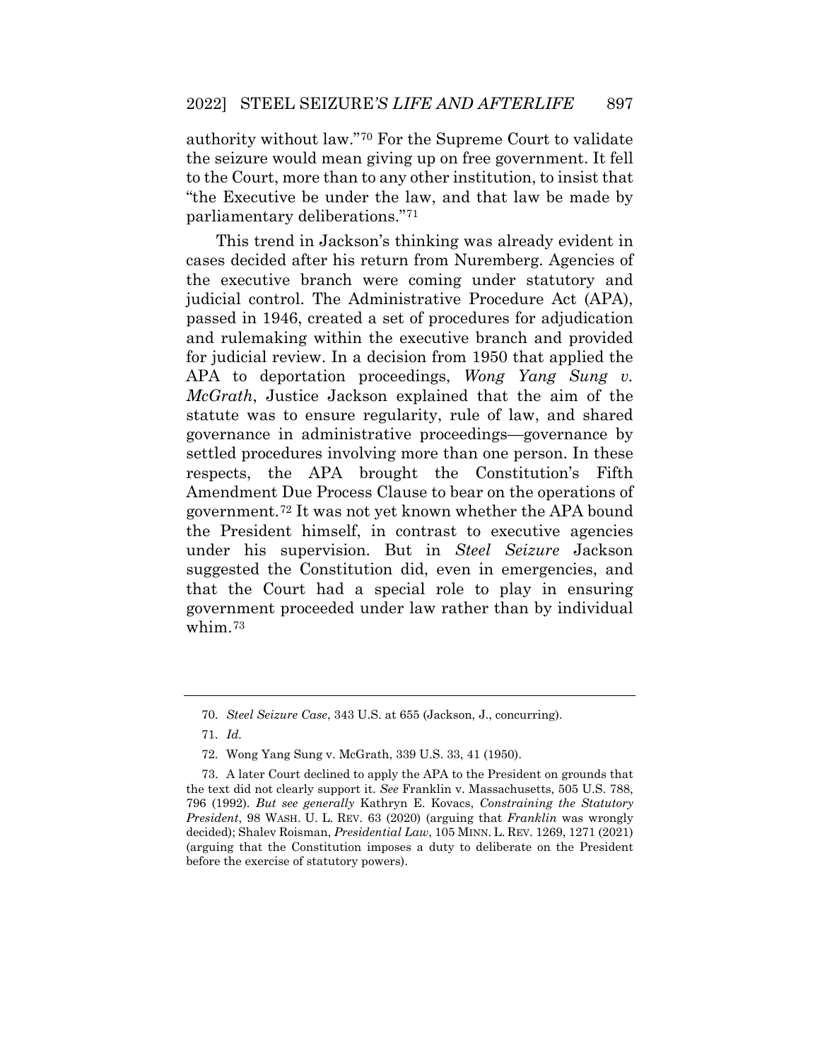authority without law."[70] For the Supreme Court to validate the seizure would mean giving up on free government. It fell to the Court, more than to any other institution, to insist that "the Executive be under the law, and that law be made by parliamentary deliberations."[71]

This trend in Jackson's thinking was already evident in cases decided after his return from Nuremberg. Agencies of the executive branch were coming under statutory and judicial control. The Administrative Procedure Act (APA), passed in 1946, created a set of procedures for adjudication and rulemaking within the executive branch and provided for judicial review. In a decision from 1950 that applied the APA to deportation proceedings, *Wong Yang Sung v. McGrath*, Justice Jackson explained that the aim of the statute was to ensure regularity, rule of law, and shared governance in administrative proceedings—governance by settled procedures involving more than one person. In these respects, the APA brought the Constitution's Fifth Amendment Due Process Clause to bear on the operations of government.[72] It was not yet known whether the APA bound the President himself, in contrast to executive agencies under his supervision. But in *Steel Seizure* Jackson suggested the Constitution did, even in emergencies, and that the Court had a special role to play in ensuring government proceeded under law rather than by individual whim.[73]

---

70. *Steel Seizure Case*, 343 U.S. at 655 (Jackson, J., concurring).

71. *Id.*

72. Wong Yang Sung v. McGrath, 339 U.S. 33, 41 (1950).

73. A later Court declined to apply the APA to the President on grounds that the text did not clearly support it. *See* Franklin v. Massachusetts, 505 U.S. 788, 796 (1992). *But see generally* Kathryn E. Kovacs, *Constraining the Statutory President*, 98 WASH. U. L. REV. 63 (2020) (arguing that *Franklin* was wrongly decided); Shalev Roisman, *Presidential Law*, 105 MINN. L. REV. 1269, 1271 (2021) (arguing that the Constitution imposes a duty to deliberate on the President before the exercise of statutory powers).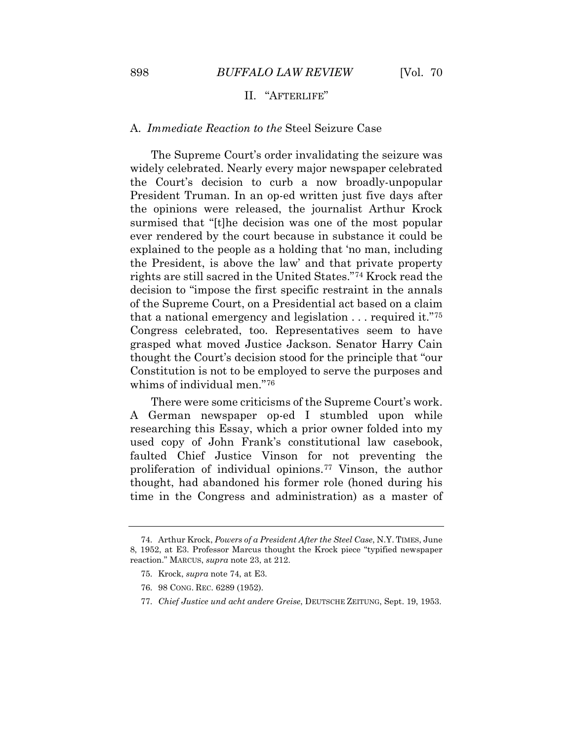## II. "AFTERLIFE"

### A. *Immediate Reaction to the* Steel Seizure Case

The Supreme Court's order invalidating the seizure was widely celebrated. Nearly every major newspaper celebrated the Court's decision to curb a now broadly-unpopular President Truman. In an op-ed written just five days after the opinions were released, the journalist Arthur Krock surmised that "[t]he decision was one of the most popular ever rendered by the court because in substance it could be explained to the people as a holding that 'no man, including the President, is above the law' and that private property rights are still sacred in the United States."[74] Krock read the decision to "impose the first specific restraint in the annals of the Supreme Court, on a Presidential act based on a claim that a national emergency and legislation . . . required it."[75] Congress celebrated, too. Representatives seem to have grasped what moved Justice Jackson. Senator Harry Cain thought the Court's decision stood for the principle that "our Constitution is not to be employed to serve the purposes and whims of individual men."[76]

There were some criticisms of the Supreme Court's work. A German newspaper op-ed I stumbled upon while researching this Essay, which a prior owner folded into my used copy of John Frank's constitutional law casebook, faulted Chief Justice Vinson for not preventing the proliferation of individual opinions.[77] Vinson, the author thought, had abandoned his former role (honed during his time in the Congress and administration) as a master of

---

74. Arthur Krock, *Powers of a President After the Steel Case*, N.Y. TIMES, June 8, 1952, at E3. Professor Marcus thought the Krock piece "typified newspaper reaction." MARCUS, *supra* note 23, at 212.

75. Krock, *supra* note 74, at E3.

76. 98 CONG. REC. 6289 (1952).

77. *Chief Justice und acht andere Greise*, DEUTSCHE ZEITUNG, Sept. 19, 1953.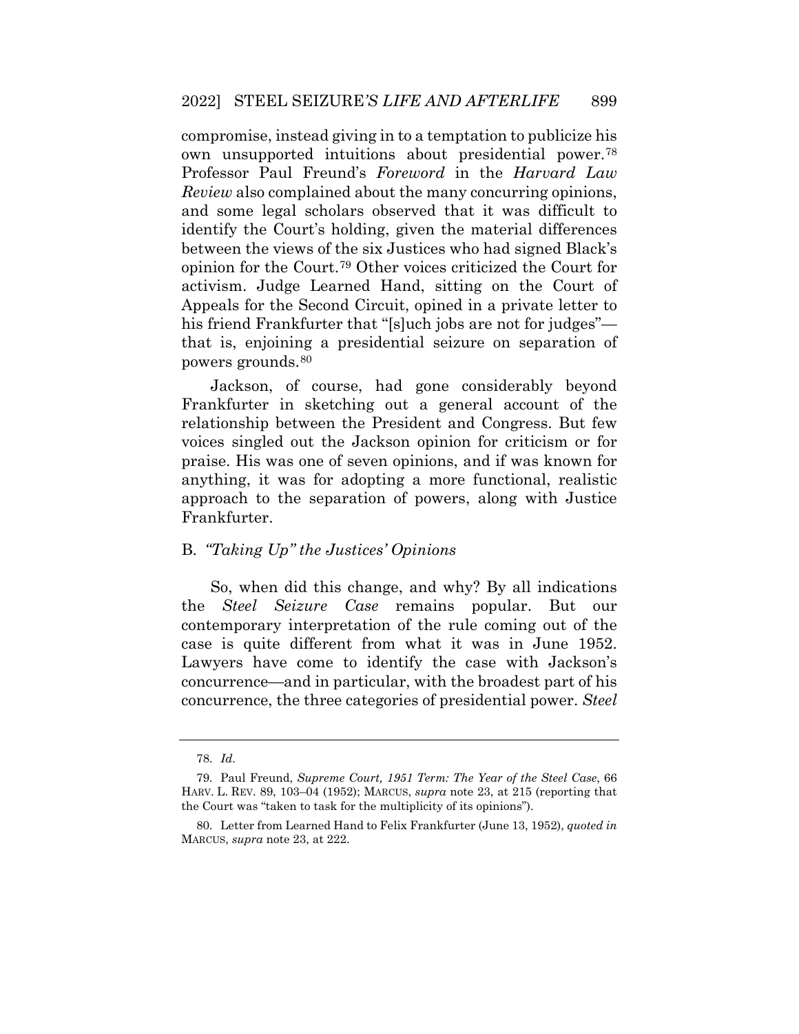compromise, instead giving in to a temptation to publicize his own unsupported intuitions about presidential power.[78] Professor Paul Freund's *Foreword* in the *Harvard Law Review* also complained about the many concurring opinions, and some legal scholars observed that it was difficult to identify the Court's holding, given the material differences between the views of the six Justices who had signed Black's opinion for the Court.[79] Other voices criticized the Court for activism. Judge Learned Hand, sitting on the Court of Appeals for the Second Circuit, opined in a private letter to his friend Frankfurter that "[s]uch jobs are not for judges"—that is, enjoining a presidential seizure on separation of powers grounds.[80]

Jackson, of course, had gone considerably beyond Frankfurter in sketching out a general account of the relationship between the President and Congress. But few voices singled out the Jackson opinion for criticism or for praise. His was one of seven opinions, and if was known for anything, it was for adopting a more functional, realistic approach to the separation of powers, along with Justice Frankfurter.

### B. *"Taking Up" the Justices' Opinions*

So, when did this change, and why? By all indications the *Steel Seizure Case* remains popular. But our contemporary interpretation of the rule coming out of the case is quite different from what it was in June 1952. Lawyers have come to identify the case with Jackson's concurrence—and in particular, with the broadest part of his concurrence, the three categories of presidential power. *Steel*

---

78. *Id.*

79. Paul Freund, *Supreme Court, 1951 Term: The Year of the Steel Case*, 66 HARV. L. REV. 89, 103–04 (1952); MARCUS, *supra* note 23, at 215 (reporting that the Court was "taken to task for the multiplicity of its opinions").

80. Letter from Learned Hand to Felix Frankfurter (June 13, 1952), *quoted in* MARCUS, *supra* note 23, at 222.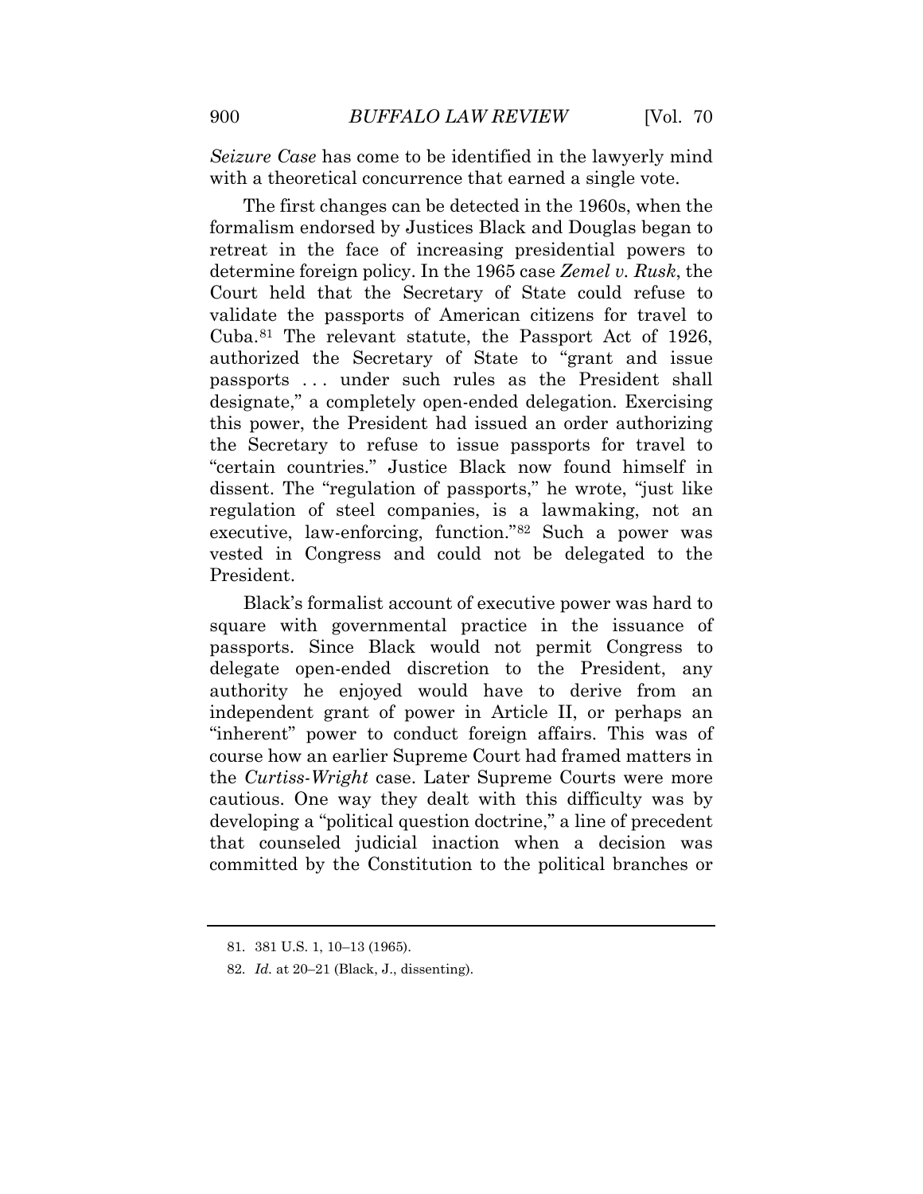*Seizure Case* has come to be identified in the lawyerly mind with a theoretical concurrence that earned a single vote.

The first changes can be detected in the 1960s, when the formalism endorsed by Justices Black and Douglas began to retreat in the face of increasing presidential powers to determine foreign policy. In the 1965 case *Zemel v. Rusk*, the Court held that the Secretary of State could refuse to validate the passports of American citizens for travel to Cuba.[81] The relevant statute, the Passport Act of 1926, authorized the Secretary of State to "grant and issue passports . . . under such rules as the President shall designate," a completely open-ended delegation. Exercising this power, the President had issued an order authorizing the Secretary to refuse to issue passports for travel to "certain countries." Justice Black now found himself in dissent. The "regulation of passports," he wrote, "just like regulation of steel companies, is a lawmaking, not an executive, law-enforcing, function."[82] Such a power was vested in Congress and could not be delegated to the President.

Black's formalist account of executive power was hard to square with governmental practice in the issuance of passports. Since Black would not permit Congress to delegate open-ended discretion to the President, any authority he enjoyed would have to derive from an independent grant of power in Article II, or perhaps an "inherent" power to conduct foreign affairs. This was of course how an earlier Supreme Court had framed matters in the *Curtiss-Wright* case. Later Supreme Courts were more cautious. One way they dealt with this difficulty was by developing a "political question doctrine," a line of precedent that counseled judicial inaction when a decision was committed by the Constitution to the political branches or

---

81. 381 U.S. 1, 10–13 (1965).

82. *Id.* at 20–21 (Black, J., dissenting).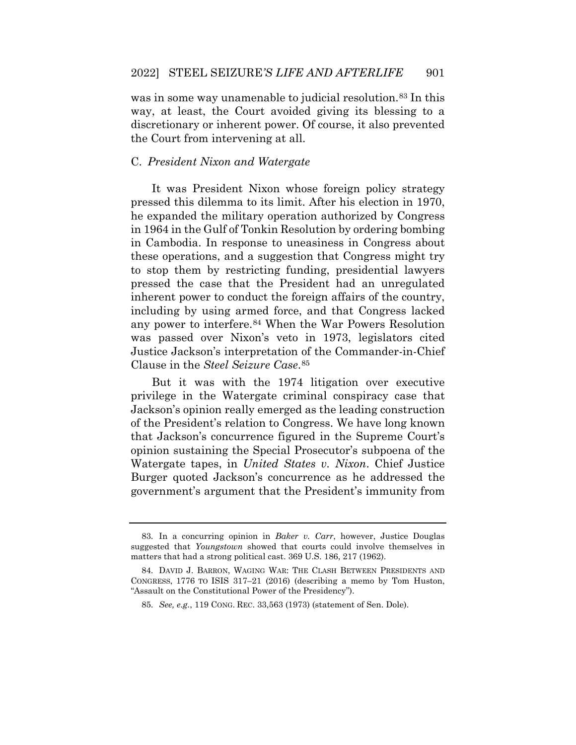was in some way unamenable to judicial resolution.[83] In this way, at least, the Court avoided giving its blessing to a discretionary or inherent power. Of course, it also prevented the Court from intervening at all.

### C. *President Nixon and Watergate*

It was President Nixon whose foreign policy strategy pressed this dilemma to its limit. After his election in 1970, he expanded the military operation authorized by Congress in 1964 in the Gulf of Tonkin Resolution by ordering bombing in Cambodia. In response to uneasiness in Congress about these operations, and a suggestion that Congress might try to stop them by restricting funding, presidential lawyers pressed the case that the President had an unregulated inherent power to conduct the foreign affairs of the country, including by using armed force, and that Congress lacked any power to interfere.[84] When the War Powers Resolution was passed over Nixon's veto in 1973, legislators cited Justice Jackson's interpretation of the Commander-in-Chief Clause in the *Steel Seizure Case*.[85]

But it was with the 1974 litigation over executive privilege in the Watergate criminal conspiracy case that Jackson's opinion really emerged as the leading construction of the President's relation to Congress. We have long known that Jackson's concurrence figured in the Supreme Court's opinion sustaining the Special Prosecutor's subpoena of the Watergate tapes, in *United States v. Nixon*. Chief Justice Burger quoted Jackson's concurrence as he addressed the government's argument that the President's immunity from

---

83. In a concurring opinion in *Baker v. Carr*, however, Justice Douglas suggested that *Youngstown* showed that courts could involve themselves in matters that had a strong political cast. 369 U.S. 186, 217 (1962).

84. DAVID J. BARRON, WAGING WAR: THE CLASH BETWEEN PRESIDENTS AND CONGRESS, 1776 TO ISIS 317–21 (2016) (describing a memo by Tom Huston, "Assault on the Constitutional Power of the Presidency").

85. *See, e.g.*, 119 CONG. REC. 33,563 (1973) (statement of Sen. Dole).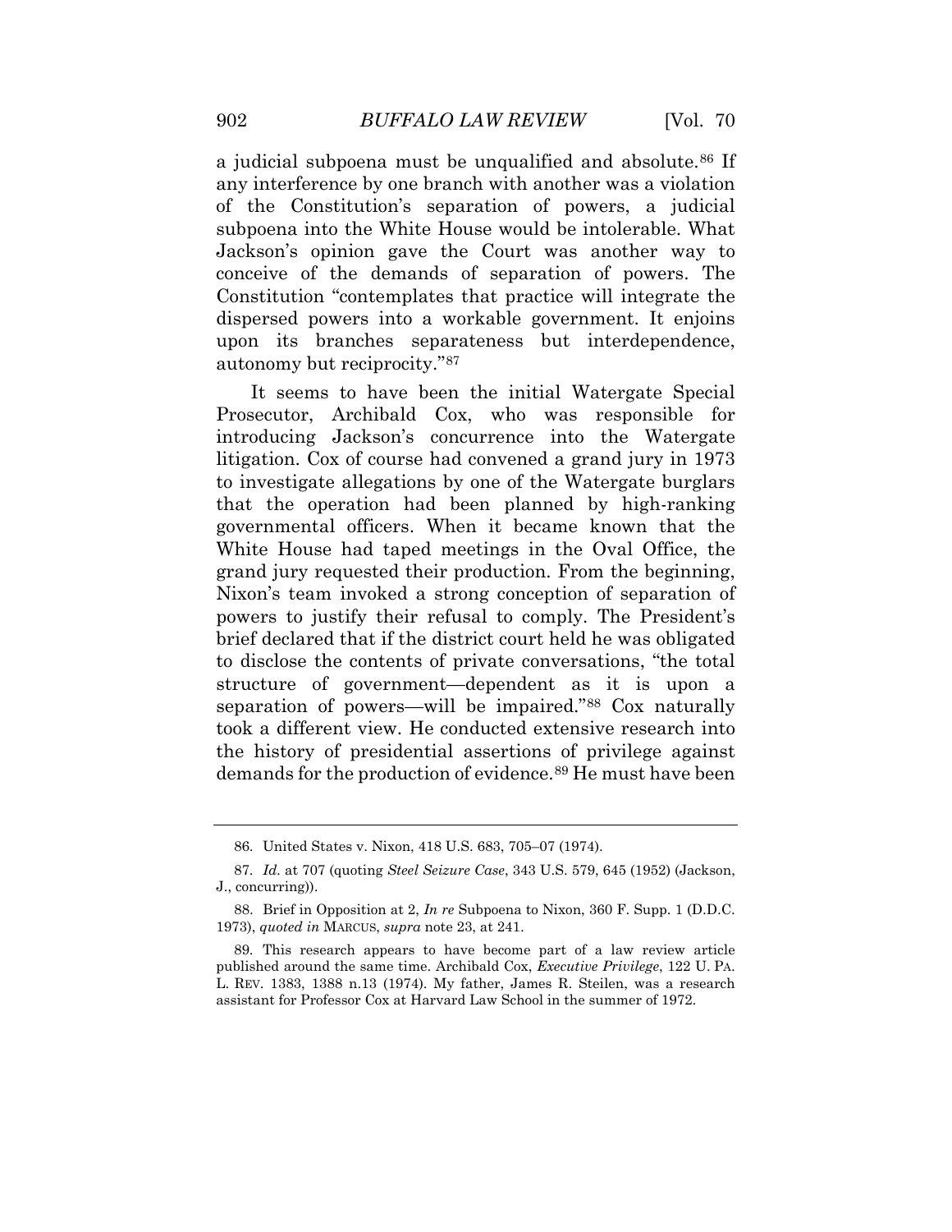a judicial subpoena must be unqualified and absolute.[86] If any interference by one branch with another was a violation of the Constitution's separation of powers, a judicial subpoena into the White House would be intolerable. What Jackson's opinion gave the Court was another way to conceive of the demands of separation of powers. The Constitution "contemplates that practice will integrate the dispersed powers into a workable government. It enjoins upon its branches separateness but interdependence, autonomy but reciprocity."[87]

It seems to have been the initial Watergate Special Prosecutor, Archibald Cox, who was responsible for introducing Jackson's concurrence into the Watergate litigation. Cox of course had convened a grand jury in 1973 to investigate allegations by one of the Watergate burglars that the operation had been planned by high-ranking governmental officers. When it became known that the White House had taped meetings in the Oval Office, the grand jury requested their production. From the beginning, Nixon's team invoked a strong conception of separation of powers to justify their refusal to comply. The President's brief declared that if the district court held he was obligated to disclose the contents of private conversations, "the total structure of government—dependent as it is upon a separation of powers—will be impaired."[88] Cox naturally took a different view. He conducted extensive research into the history of presidential assertions of privilege against demands for the production of evidence.[89] He must have been

---

86. United States v. Nixon, 418 U.S. 683, 705–07 (1974).

87. *Id.* at 707 (quoting *Steel Seizure Case*, 343 U.S. 579, 645 (1952) (Jackson, J., concurring)).

88. Brief in Opposition at 2, *In re* Subpoena to Nixon, 360 F. Supp. 1 (D.D.C. 1973), *quoted in* MARCUS, *supra* note 23, at 241.

89. This research appears to have become part of a law review article published around the same time. Archibald Cox, *Executive Privilege*, 122 U. PA. L. REV. 1383, 1388 n.13 (1974). My father, James R. Steilen, was a research assistant for Professor Cox at Harvard Law School in the summer of 1972.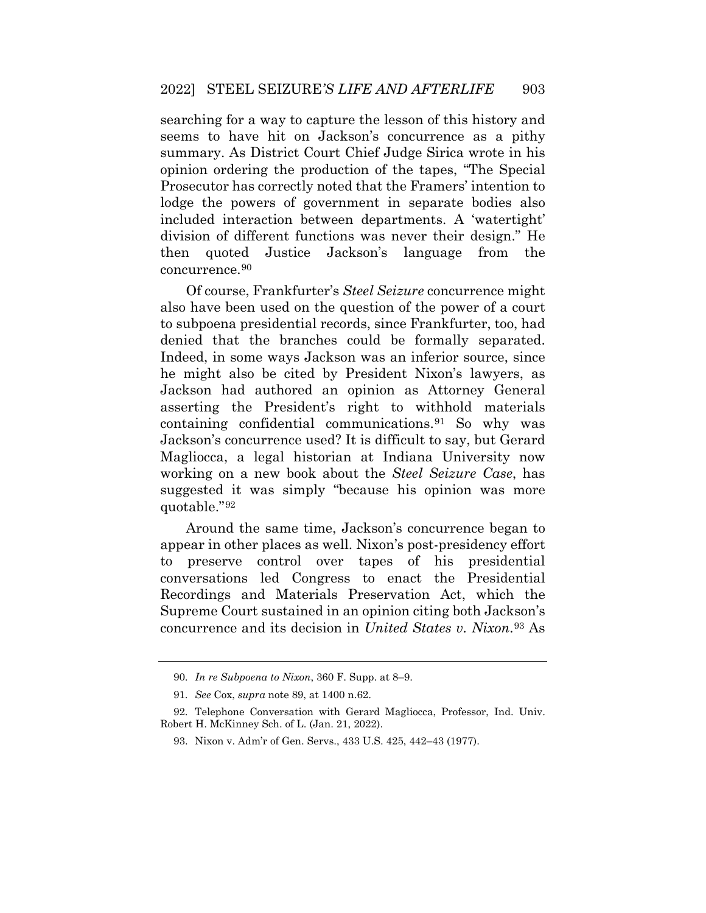searching for a way to capture the lesson of this history and seems to have hit on Jackson's concurrence as a pithy summary. As District Court Chief Judge Sirica wrote in his opinion ordering the production of the tapes, "The Special Prosecutor has correctly noted that the Framers' intention to lodge the powers of government in separate bodies also included interaction between departments. A 'watertight' division of different functions was never their design." He then quoted Justice Jackson's language from the concurrence.[90]

Of course, Frankfurter's *Steel Seizure* concurrence might also have been used on the question of the power of a court to subpoena presidential records, since Frankfurter, too, had denied that the branches could be formally separated. Indeed, in some ways Jackson was an inferior source, since he might also be cited by President Nixon's lawyers, as Jackson had authored an opinion as Attorney General asserting the President's right to withhold materials containing confidential communications.[91] So why was Jackson's concurrence used? It is difficult to say, but Gerard Magliocca, a legal historian at Indiana University now working on a new book about the *Steel Seizure Case*, has suggested it was simply "because his opinion was more quotable."[92]

Around the same time, Jackson's concurrence began to appear in other places as well. Nixon's post-presidency effort to preserve control over tapes of his presidential conversations led Congress to enact the Presidential Recordings and Materials Preservation Act, which the Supreme Court sustained in an opinion citing both Jackson's concurrence and its decision in *United States v. Nixon*.[93] As

---

90. *In re Subpoena to Nixon*, 360 F. Supp. at 8–9.

91. *See* Cox, *supra* note 89, at 1400 n.62.

92. Telephone Conversation with Gerard Magliocca, Professor, Ind. Univ. Robert H. McKinney Sch. of L. (Jan. 21, 2022).

93. Nixon v. Adm'r of Gen. Servs., 433 U.S. 425, 442–43 (1977).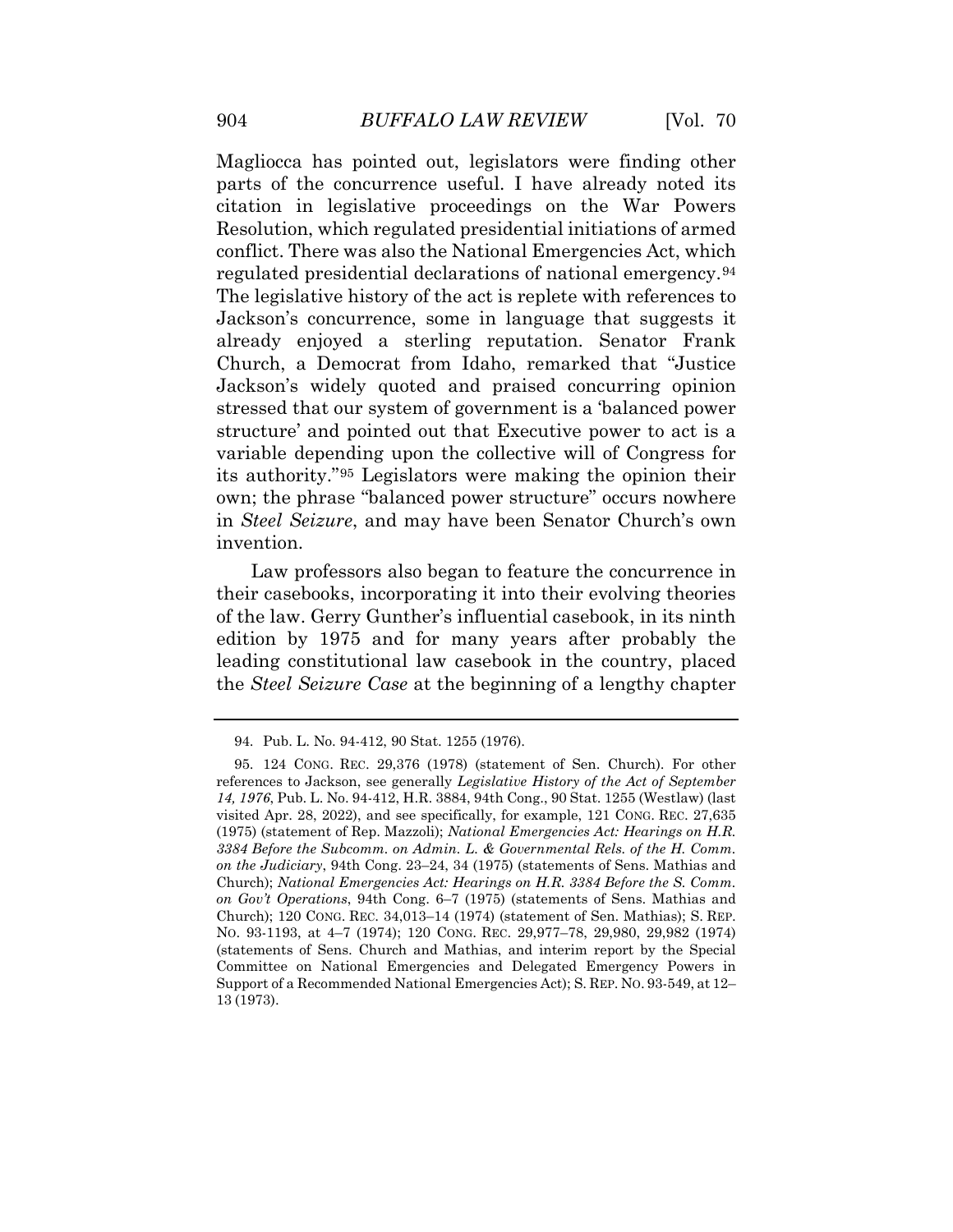Magliocca has pointed out, legislators were finding other parts of the concurrence useful. I have already noted its citation in legislative proceedings on the War Powers Resolution, which regulated presidential initiations of armed conflict. There was also the National Emergencies Act, which regulated presidential declarations of national emergency.[94] The legislative history of the act is replete with references to Jackson's concurrence, some in language that suggests it already enjoyed a sterling reputation. Senator Frank Church, a Democrat from Idaho, remarked that "Justice Jackson's widely quoted and praised concurring opinion stressed that our system of government is a 'balanced power structure' and pointed out that Executive power to act is a variable depending upon the collective will of Congress for its authority."[95] Legislators were making the opinion their own; the phrase "balanced power structure" occurs nowhere in *Steel Seizure*, and may have been Senator Church's own invention.

Law professors also began to feature the concurrence in their casebooks, incorporating it into their evolving theories of the law. Gerry Gunther's influential casebook, in its ninth edition by 1975 and for many years after probably the leading constitutional law casebook in the country, placed the *Steel Seizure Case* at the beginning of a lengthy chapter

---

94. Pub. L. No. 94-412, 90 Stat. 1255 (1976).

95. 124 CONG. REC. 29,376 (1978) (statement of Sen. Church). For other references to Jackson, see generally *Legislative History of the Act of September 14, 1976*, Pub. L. No. 94-412, H.R. 3884, 94th Cong., 90 Stat. 1255 (Westlaw) (last visited Apr. 28, 2022), and see specifically, for example, 121 CONG. REC. 27,635 (1975) (statement of Rep. Mazzoli); *National Emergencies Act: Hearings on H.R. 3384 Before the Subcomm. on Admin. L. & Governmental Rels. of the H. Comm. on the Judiciary*, 94th Cong. 23–24, 34 (1975) (statements of Sens. Mathias and Church); *National Emergencies Act: Hearings on H.R. 3384 Before the S. Comm. on Gov't Operations*, 94th Cong. 6–7 (1975) (statements of Sens. Mathias and Church); 120 CONG. REC. 34,013–14 (1974) (statement of Sen. Mathias); S. REP. NO. 93-1193, at 4–7 (1974); 120 CONG. REC. 29,977–78, 29,980, 29,982 (1974) (statements of Sens. Church and Mathias, and interim report by the Special Committee on National Emergencies and Delegated Emergency Powers in Support of a Recommended National Emergencies Act); S. REP. NO. 93-549, at 12–13 (1973).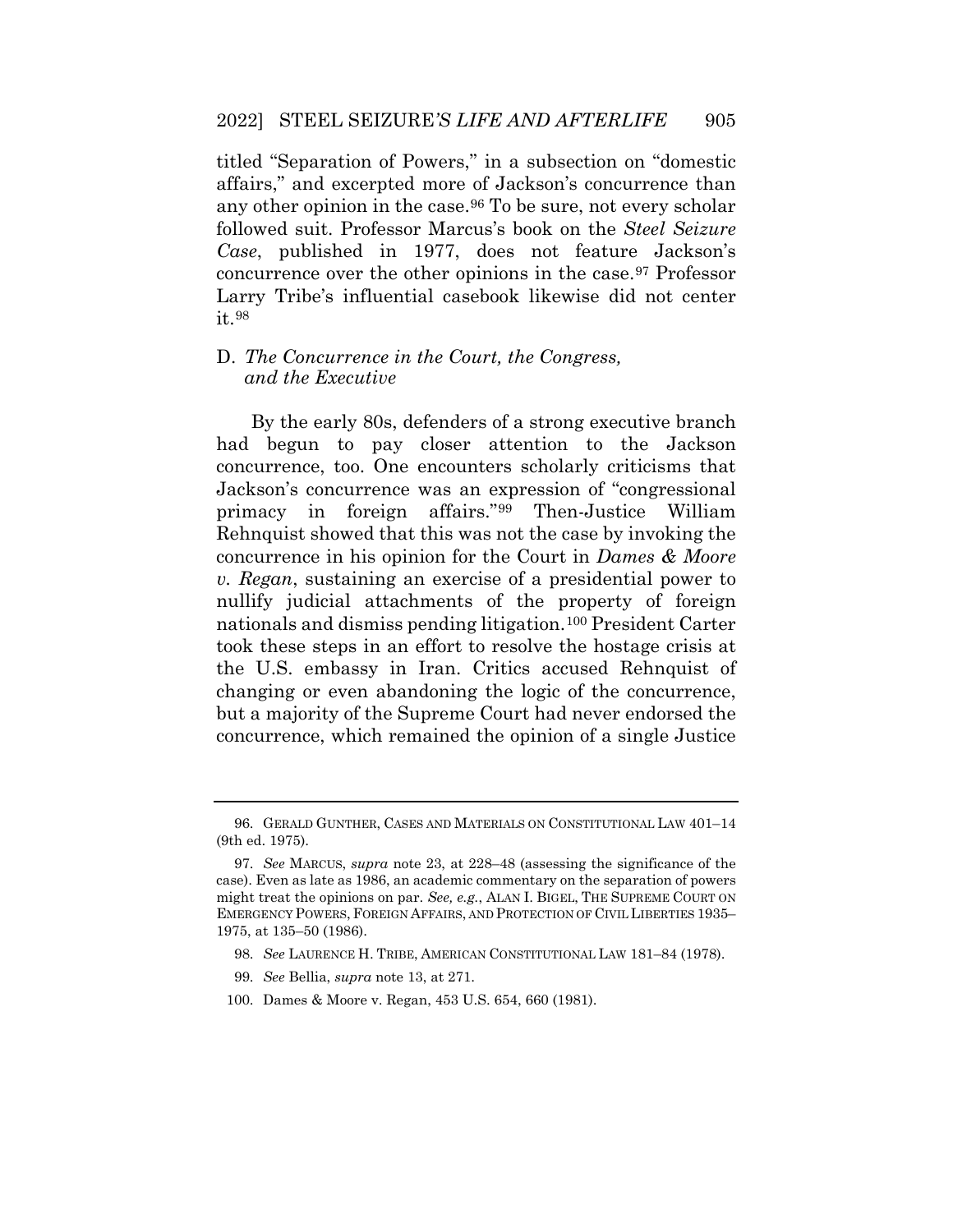titled "Separation of Powers," in a subsection on "domestic affairs," and excerpted more of Jackson's concurrence than any other opinion in the case.[96] To be sure, not every scholar followed suit. Professor Marcus's book on the *Steel Seizure Case*, published in 1977, does not feature Jackson's concurrence over the other opinions in the case.[97] Professor Larry Tribe's influential casebook likewise did not center it.[98]

### D. *The Concurrence in the Court, the Congress, and the Executive*

By the early 80s, defenders of a strong executive branch had begun to pay closer attention to the Jackson concurrence, too. One encounters scholarly criticisms that Jackson's concurrence was an expression of "congressional primacy in foreign affairs."[99] Then-Justice William Rehnquist showed that this was not the case by invoking the concurrence in his opinion for the Court in *Dames & Moore v. Regan*, sustaining an exercise of a presidential power to nullify judicial attachments of the property of foreign nationals and dismiss pending litigation.[100] President Carter took these steps in an effort to resolve the hostage crisis at the U.S. embassy in Iran. Critics accused Rehnquist of changing or even abandoning the logic of the concurrence, but a majority of the Supreme Court had never endorsed the concurrence, which remained the opinion of a single Justice

---

96. GERALD GUNTHER, CASES AND MATERIALS ON CONSTITUTIONAL LAW 401–14 (9th ed. 1975).

97. *See* MARCUS, *supra* note 23, at 228–48 (assessing the significance of the case). Even as late as 1986, an academic commentary on the separation of powers might treat the opinions on par. *See, e.g.*, ALAN I. BIGEL, THE SUPREME COURT ON EMERGENCY POWERS, FOREIGN AFFAIRS, AND PROTECTION OF CIVIL LIBERTIES 1935–1975, at 135–50 (1986).

98. *See* LAURENCE H. TRIBE, AMERICAN CONSTITUTIONAL LAW 181–84 (1978).

99. *See* Bellia, *supra* note 13, at 271.

100. Dames & Moore v. Regan, 453 U.S. 654, 660 (1981).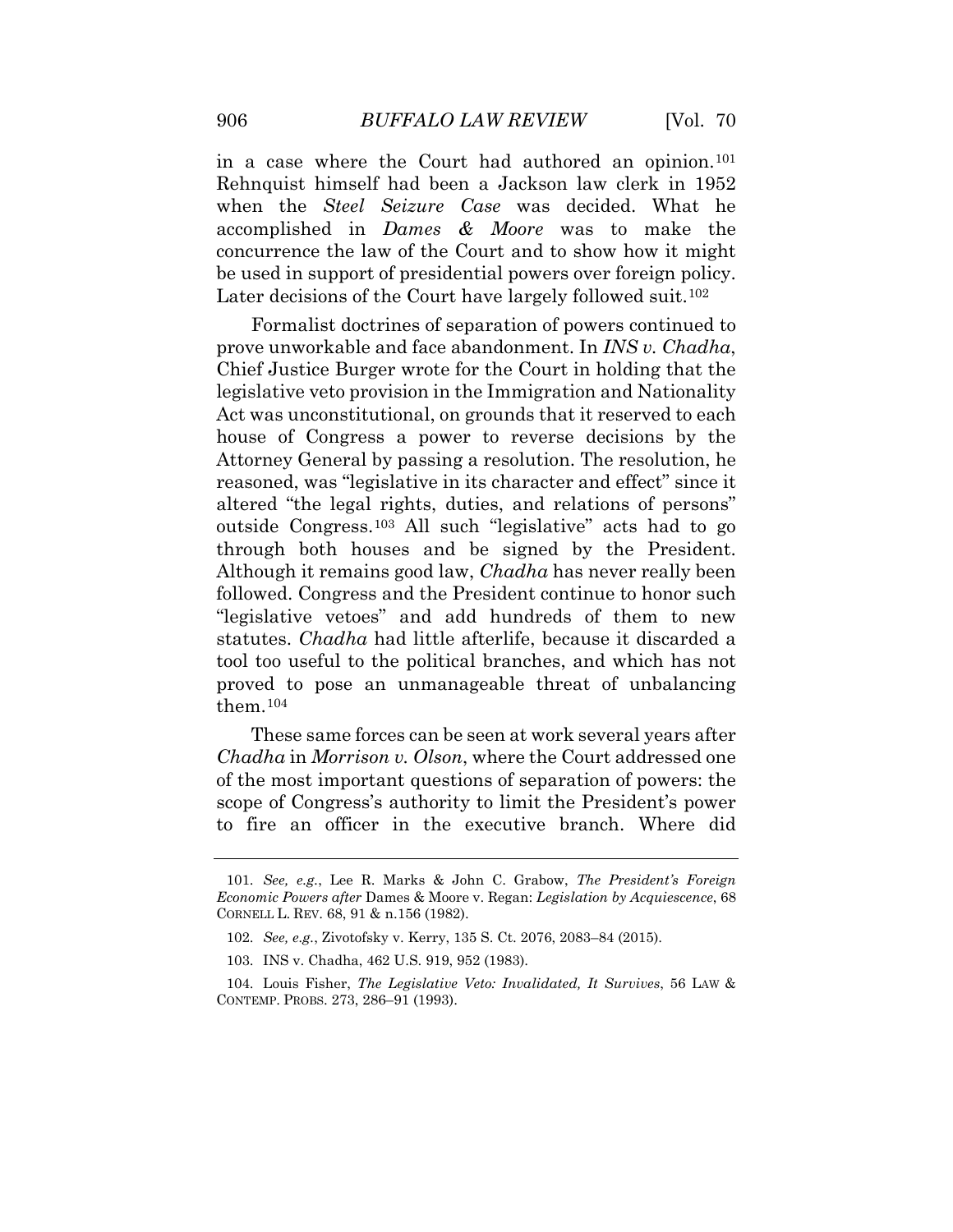in a case where the Court had authored an opinion.[101] Rehnquist himself had been a Jackson law clerk in 1952 when the *Steel Seizure Case* was decided. What he accomplished in *Dames & Moore* was to make the concurrence the law of the Court and to show how it might be used in support of presidential powers over foreign policy. Later decisions of the Court have largely followed suit.[102]

Formalist doctrines of separation of powers continued to prove unworkable and face abandonment. In *INS v. Chadha*, Chief Justice Burger wrote for the Court in holding that the legislative veto provision in the Immigration and Nationality Act was unconstitutional, on grounds that it reserved to each house of Congress a power to reverse decisions by the Attorney General by passing a resolution. The resolution, he reasoned, was "legislative in its character and effect" since it altered "the legal rights, duties, and relations of persons" outside Congress.[103] All such "legislative" acts had to go through both houses and be signed by the President. Although it remains good law, *Chadha* has never really been followed. Congress and the President continue to honor such "legislative vetoes" and add hundreds of them to new statutes. *Chadha* had little afterlife, because it discarded a tool too useful to the political branches, and which has not proved to pose an unmanageable threat of unbalancing them.[104]

These same forces can be seen at work several years after *Chadha* in *Morrison v. Olson*, where the Court addressed one of the most important questions of separation of powers: the scope of Congress's authority to limit the President's power to fire an officer in the executive branch. Where did

---

101. *See, e.g.*, Lee R. Marks & John C. Grabow, *The President's Foreign Economic Powers after* Dames & Moore v. Regan: *Legislation by Acquiescence*, 68 CORNELL L. REV. 68, 91 & n.156 (1982).

102. *See, e.g.*, Zivotofsky v. Kerry, 135 S. Ct. 2076, 2083–84 (2015).

103. INS v. Chadha, 462 U.S. 919, 952 (1983).

104. Louis Fisher, *The Legislative Veto: Invalidated, It Survives*, 56 LAW & CONTEMP. PROBS. 273, 286–91 (1993).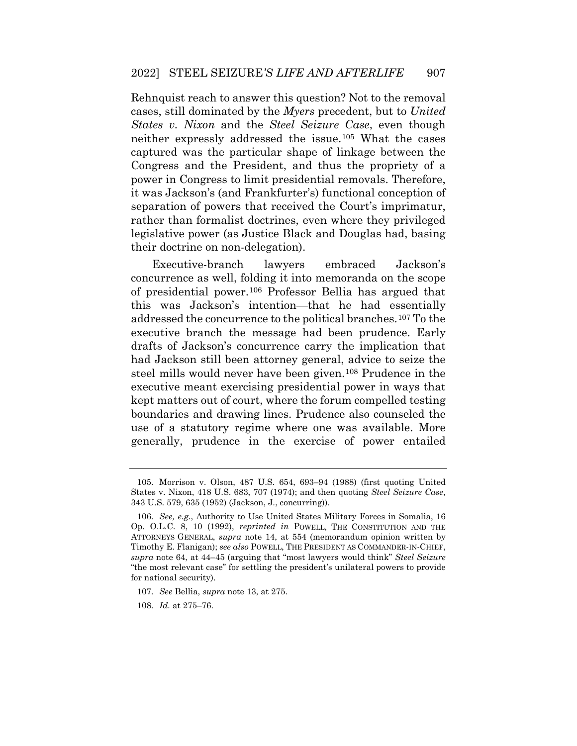Rehnquist reach to answer this question? Not to the removal cases, still dominated by the *Myers* precedent, but to *United States v. Nixon* and the *Steel Seizure Case*, even though neither expressly addressed the issue.[105] What the cases captured was the particular shape of linkage between the Congress and the President, and thus the propriety of a power in Congress to limit presidential removals. Therefore, it was Jackson's (and Frankfurter's) functional conception of separation of powers that received the Court's imprimatur, rather than formalist doctrines, even where they privileged legislative power (as Justice Black and Douglas had, basing their doctrine on non-delegation).

Executive-branch lawyers embraced Jackson's concurrence as well, folding it into memoranda on the scope of presidential power.[106] Professor Bellia has argued that this was Jackson's intention—that he had essentially addressed the concurrence to the political branches.[107] To the executive branch the message had been prudence. Early drafts of Jackson's concurrence carry the implication that had Jackson still been attorney general, advice to seize the steel mills would never have been given.[108] Prudence in the executive meant exercising presidential power in ways that kept matters out of court, where the forum compelled testing boundaries and drawing lines. Prudence also counseled the use of a statutory regime where one was available. More generally, prudence in the exercise of power entailed

---

105. Morrison v. Olson, 487 U.S. 654, 693–94 (1988) (first quoting United States v. Nixon, 418 U.S. 683, 707 (1974); and then quoting *Steel Seizure Case*, 343 U.S. 579, 635 (1952) (Jackson, J., concurring)).

106. *See, e.g.*, Authority to Use United States Military Forces in Somalia, 16 Op. O.L.C. 8, 10 (1992), *reprinted in* POWELL, THE CONSTITUTION AND THE ATTORNEYS GENERAL, *supra* note 14, at 554 (memorandum opinion written by Timothy E. Flanigan); *see also* POWELL, THE PRESIDENT AS COMMANDER-IN-CHIEF, *supra* note 64, at 44–45 (arguing that "most lawyers would think" *Steel Seizure* "the most relevant case" for settling the president's unilateral powers to provide for national security).

107. *See* Bellia, *supra* note 13, at 275.

108. *Id.* at 275–76.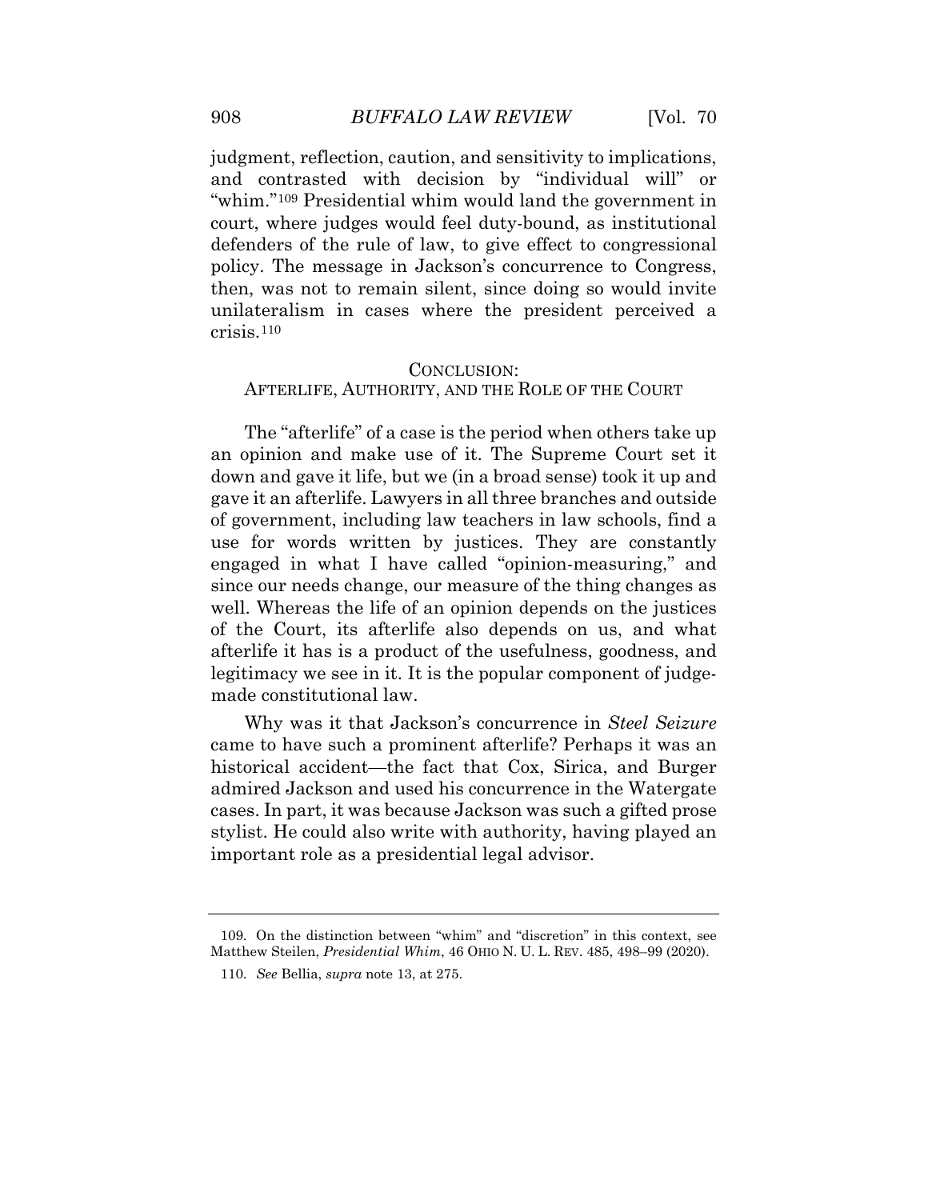judgment, reflection, caution, and sensitivity to implications, and contrasted with decision by "individual will" or "whim."[109] Presidential whim would land the government in court, where judges would feel duty-bound, as institutional defenders of the rule of law, to give effect to congressional policy. The message in Jackson's concurrence to Congress, then, was not to remain silent, since doing so would invite unilateralism in cases where the president perceived a crisis.[110]

## CONCLUSION: AFTERLIFE, AUTHORITY, AND THE ROLE OF THE COURT

The "afterlife" of a case is the period when others take up an opinion and make use of it. The Supreme Court set it down and gave it life, but we (in a broad sense) took it up and gave it an afterlife. Lawyers in all three branches and outside of government, including law teachers in law schools, find a use for words written by justices. They are constantly engaged in what I have called "opinion-measuring," and since our needs change, our measure of the thing changes as well. Whereas the life of an opinion depends on the justices of the Court, its afterlife also depends on us, and what afterlife it has is a product of the usefulness, goodness, and legitimacy we see in it. It is the popular component of judge-made constitutional law.

Why was it that Jackson's concurrence in *Steel Seizure* came to have such a prominent afterlife? Perhaps it was an historical accident—the fact that Cox, Sirica, and Burger admired Jackson and used his concurrence in the Watergate cases. In part, it was because Jackson was such a gifted prose stylist. He could also write with authority, having played an important role as a presidential legal advisor.

---

109. On the distinction between "whim" and "discretion" in this context, see Matthew Steilen, *Presidential Whim*, 46 OHIO N. U. L. REV. 485, 498–99 (2020).

110. *See* Bellia, *supra* note 13, at 275.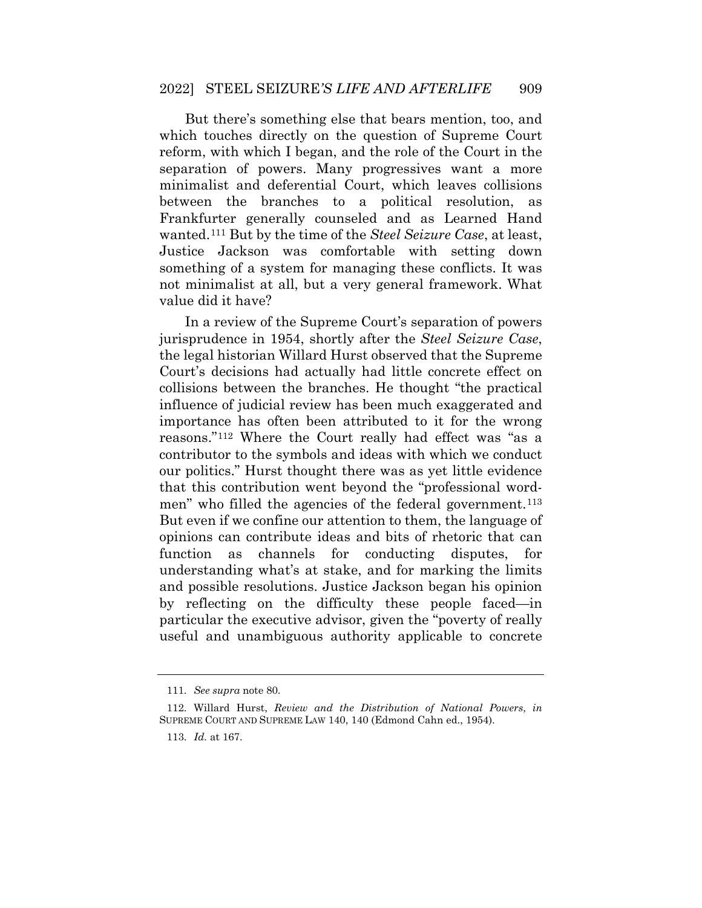But there's something else that bears mention, too, and which touches directly on the question of Supreme Court reform, with which I began, and the role of the Court in the separation of powers. Many progressives want a more minimalist and deferential Court, which leaves collisions between the branches to a political resolution, as Frankfurter generally counseled and as Learned Hand wanted.[111] But by the time of the *Steel Seizure Case*, at least, Justice Jackson was comfortable with setting down something of a system for managing these conflicts. It was not minimalist at all, but a very general framework. What value did it have?

In a review of the Supreme Court's separation of powers jurisprudence in 1954, shortly after the *Steel Seizure Case*, the legal historian Willard Hurst observed that the Supreme Court's decisions had actually had little concrete effect on collisions between the branches. He thought "the practical influence of judicial review has been much exaggerated and importance has often been attributed to it for the wrong reasons."[112] Where the Court really had effect was "as a contributor to the symbols and ideas with which we conduct our politics." Hurst thought there was as yet little evidence that this contribution went beyond the "professional word-men" who filled the agencies of the federal government.[113] But even if we confine our attention to them, the language of opinions can contribute ideas and bits of rhetoric that can function as channels for conducting disputes, for understanding what's at stake, and for marking the limits and possible resolutions. Justice Jackson began his opinion by reflecting on the difficulty these people faced—in particular the executive advisor, given the "poverty of really useful and unambiguous authority applicable to concrete

---

111. *See supra* note 80.

112. Willard Hurst, *Review and the Distribution of National Powers*, *in* SUPREME COURT AND SUPREME LAW 140, 140 (Edmond Cahn ed., 1954).

113. *Id.* at 167.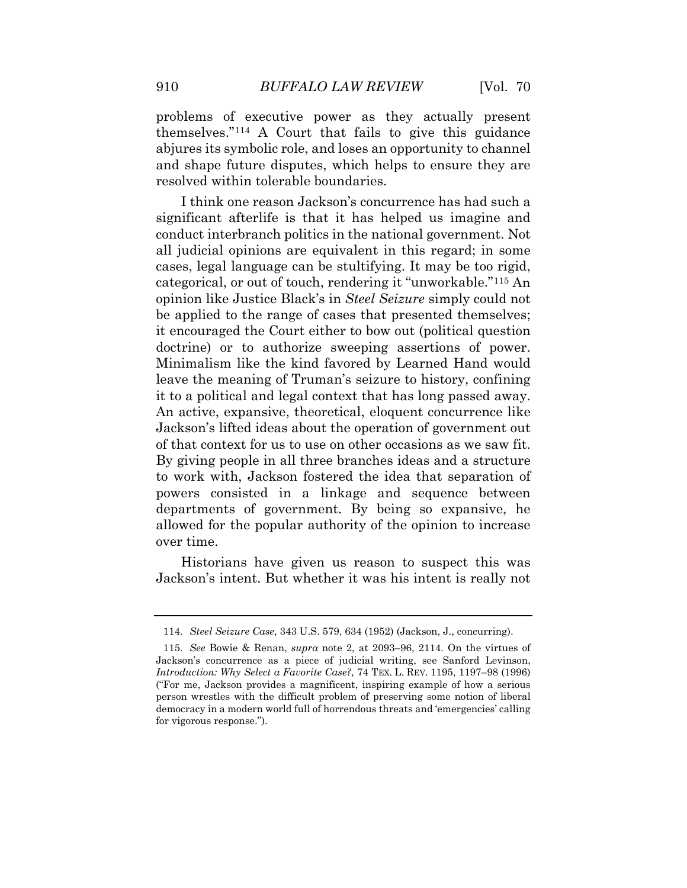problems of executive power as they actually present themselves."[114] A Court that fails to give this guidance abjures its symbolic role, and loses an opportunity to channel and shape future disputes, which helps to ensure they are resolved within tolerable boundaries.

I think one reason Jackson's concurrence has had such a significant afterlife is that it has helped us imagine and conduct interbranch politics in the national government. Not all judicial opinions are equivalent in this regard; in some cases, legal language can be stultifying. It may be too rigid, categorical, or out of touch, rendering it "unworkable."[115] An opinion like Justice Black's in *Steel Seizure* simply could not be applied to the range of cases that presented themselves; it encouraged the Court either to bow out (political question doctrine) or to authorize sweeping assertions of power. Minimalism like the kind favored by Learned Hand would leave the meaning of Truman's seizure to history, confining it to a political and legal context that has long passed away. An active, expansive, theoretical, eloquent concurrence like Jackson's lifted ideas about the operation of government out of that context for us to use on other occasions as we saw fit. By giving people in all three branches ideas and a structure to work with, Jackson fostered the idea that separation of powers consisted in a linkage and sequence between departments of government. By being so expansive, he allowed for the popular authority of the opinion to increase over time.

Historians have given us reason to suspect this was Jackson's intent. But whether it was his intent is really not

---

114. *Steel Seizure Case*, 343 U.S. 579, 634 (1952) (Jackson, J., concurring).

115. *See* Bowie & Renan, *supra* note 2, at 2093–96, 2114. On the virtues of Jackson's concurrence as a piece of judicial writing, see Sanford Levinson, *Introduction: Why Select a Favorite Case?*, 74 TEX. L. REV. 1195, 1197–98 (1996) ("For me, Jackson provides a magnificent, inspiring example of how a serious person wrestles with the difficult problem of preserving some notion of liberal democracy in a modern world full of horrendous threats and 'emergencies' calling for vigorous response.").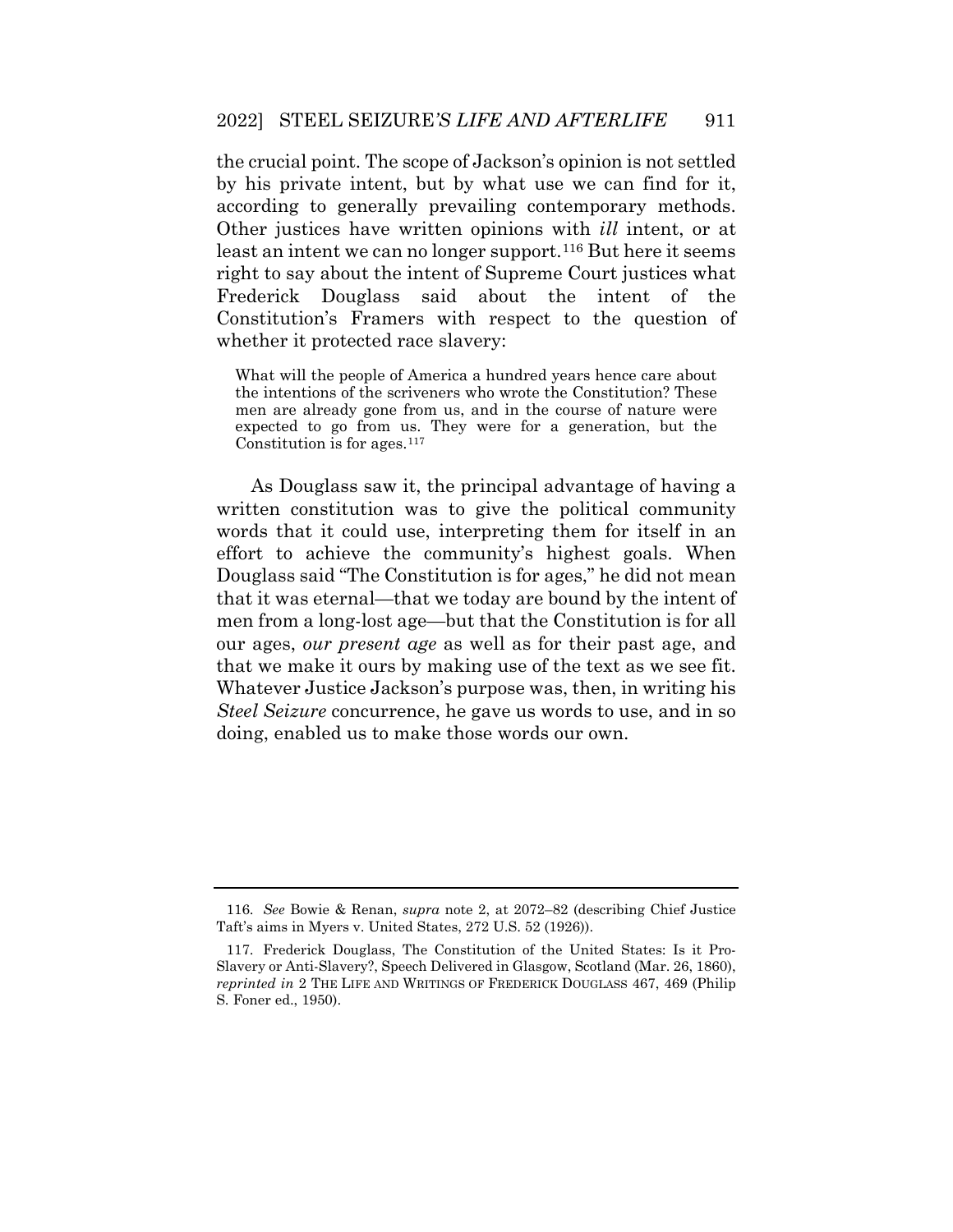the crucial point. The scope of Jackson's opinion is not settled by his private intent, but by what use we can find for it, according to generally prevailing contemporary methods. Other justices have written opinions with *ill* intent, or at least an intent we can no longer support.[116] But here it seems right to say about the intent of Supreme Court justices what Frederick Douglass said about the intent of the Constitution's Framers with respect to the question of whether it protected race slavery:

> What will the people of America a hundred years hence care about the intentions of the scriveners who wrote the Constitution? These men are already gone from us, and in the course of nature were expected to go from us. They were for a generation, but the Constitution is for ages.[117]

As Douglass saw it, the principal advantage of having a written constitution was to give the political community words that it could use, interpreting them for itself in an effort to achieve the community's highest goals. When Douglass said "The Constitution is for ages," he did not mean that it was eternal—that we today are bound by the intent of men from a long-lost age—but that the Constitution is for all our ages, *our present age* as well as for their past age, and that we make it ours by making use of the text as we see fit. Whatever Justice Jackson's purpose was, then, in writing his *Steel Seizure* concurrence, he gave us words to use, and in so doing, enabled us to make those words our own.

---

116. *See* Bowie & Renan, *supra* note 2, at 2072–82 (describing Chief Justice Taft's aims in Myers v. United States, 272 U.S. 52 (1926)).

117. Frederick Douglass, The Constitution of the United States: Is it Pro-Slavery or Anti-Slavery?, Speech Delivered in Glasgow, Scotland (Mar. 26, 1860), *reprinted in* 2 THE LIFE AND WRITINGS OF FREDERICK DOUGLASS 467, 469 (Philip S. Foner ed., 1950).